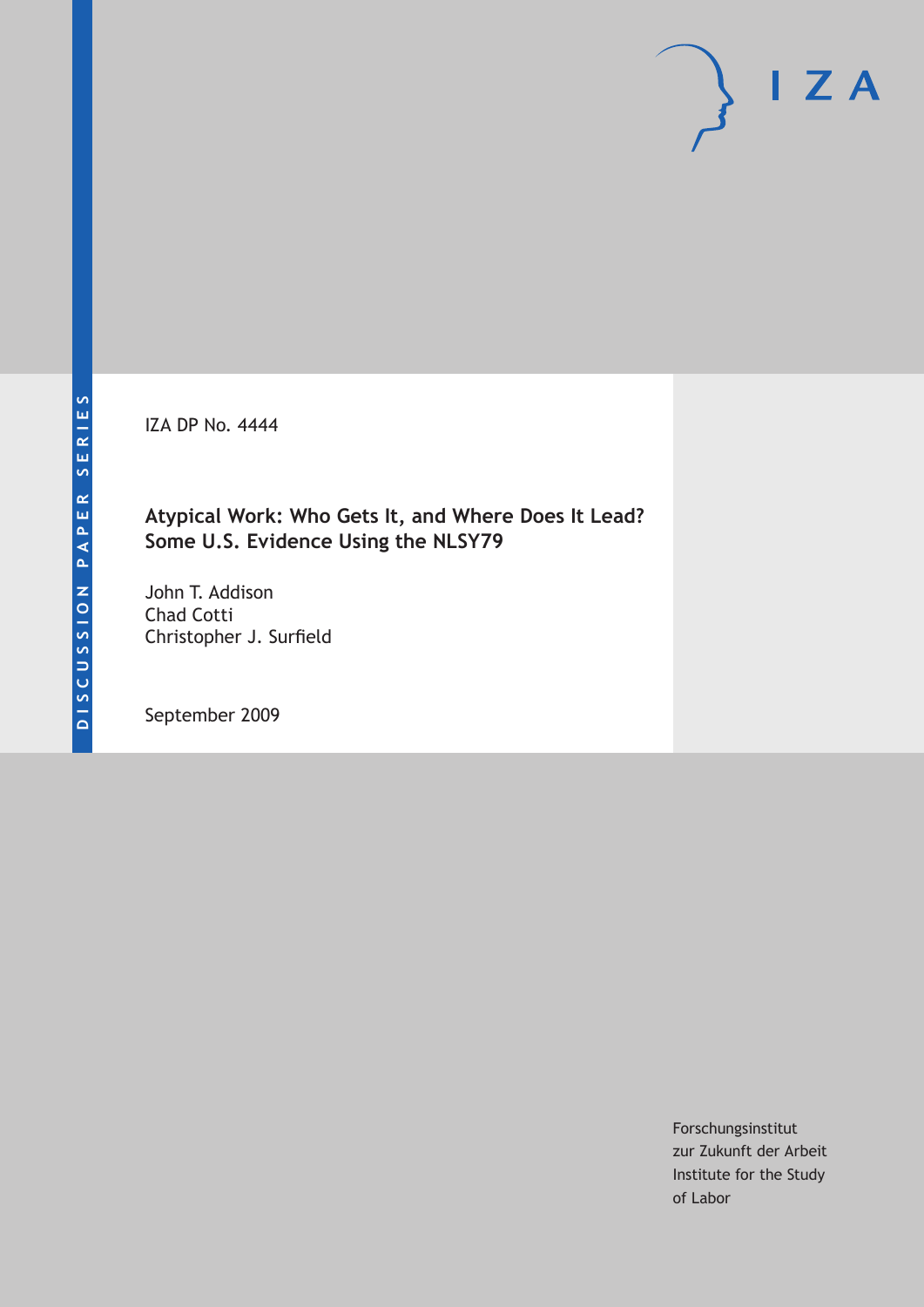DISCUSSION PAPER SERIES

IZA DP No. 4444

# Atypical Work: Who Gets It, and Where Does It Lead? Some U.S. Evidence Using the NLSY79

John T. Addison
Chad Cotti
Christopher J. Surfield

September 2009

Forschungsinstitut
zur Zukunft der Arbeit
Institute for the Study
of Labor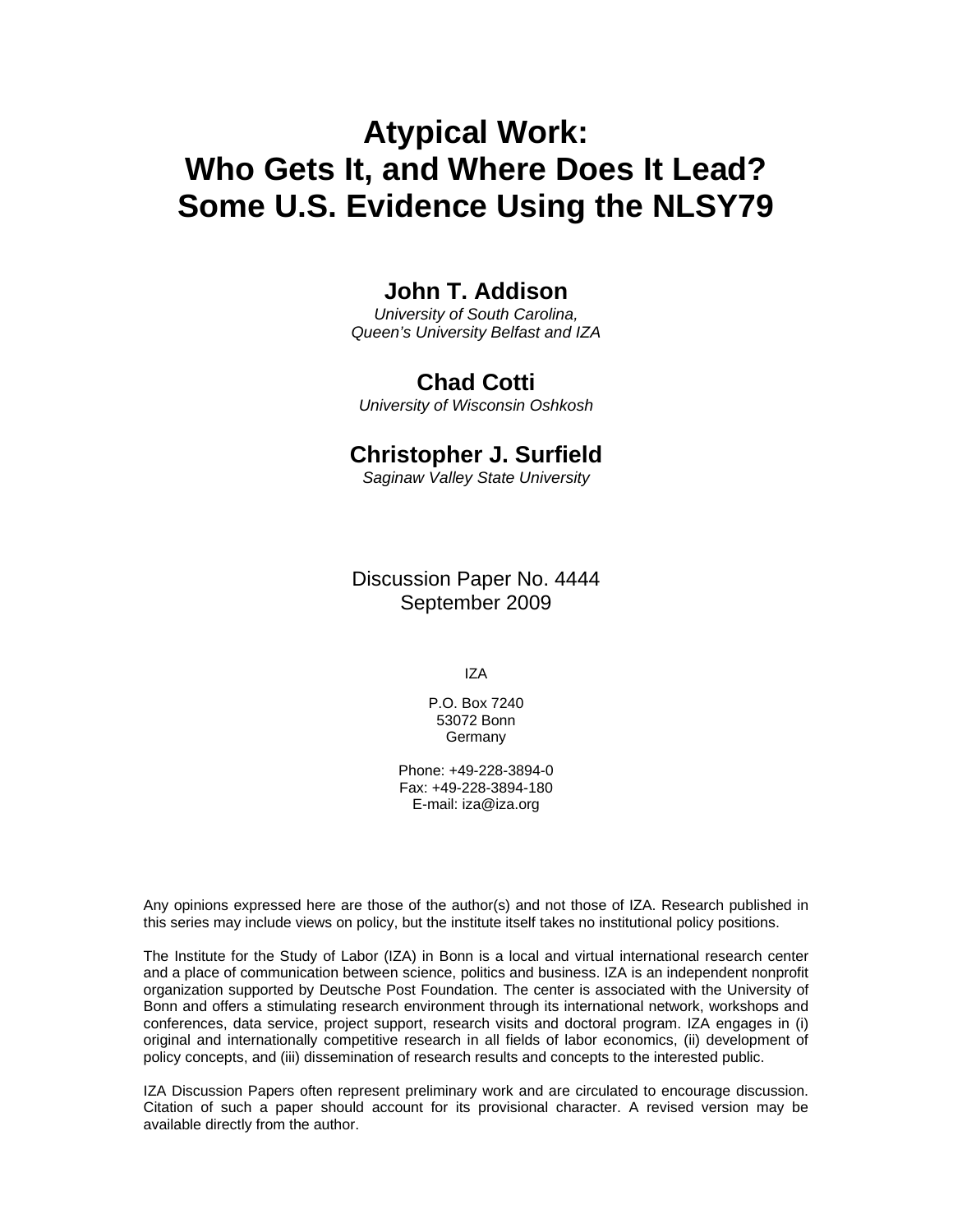# Atypical Work: Who Gets It, and Where Does It Lead? Some U.S. Evidence Using the NLSY79

## John T. Addison

*University of South Carolina, Queen's University Belfast and IZA*

## Chad Cotti

*University of Wisconsin Oshkosh*

## Christopher J. Surfield

*Saginaw Valley State University*

Discussion Paper No. 4444
September 2009

IZA

P.O. Box 7240
53072 Bonn
Germany

Phone: +49-228-3894-0
Fax: +49-228-3894-180
E-mail: iza@iza.org

Any opinions expressed here are those of the author(s) and not those of IZA. Research published in this series may include views on policy, but the institute itself takes no institutional policy positions.

The Institute for the Study of Labor (IZA) in Bonn is a local and virtual international research center and a place of communication between science, politics and business. IZA is an independent nonprofit organization supported by Deutsche Post Foundation. The center is associated with the University of Bonn and offers a stimulating research environment through its international network, workshops and conferences, data service, project support, research visits and doctoral program. IZA engages in (i) original and internationally competitive research in all fields of labor economics, (ii) development of policy concepts, and (iii) dissemination of research results and concepts to the interested public.

IZA Discussion Papers often represent preliminary work and are circulated to encourage discussion. Citation of such a paper should account for its provisional character. A revised version may be available directly from the author.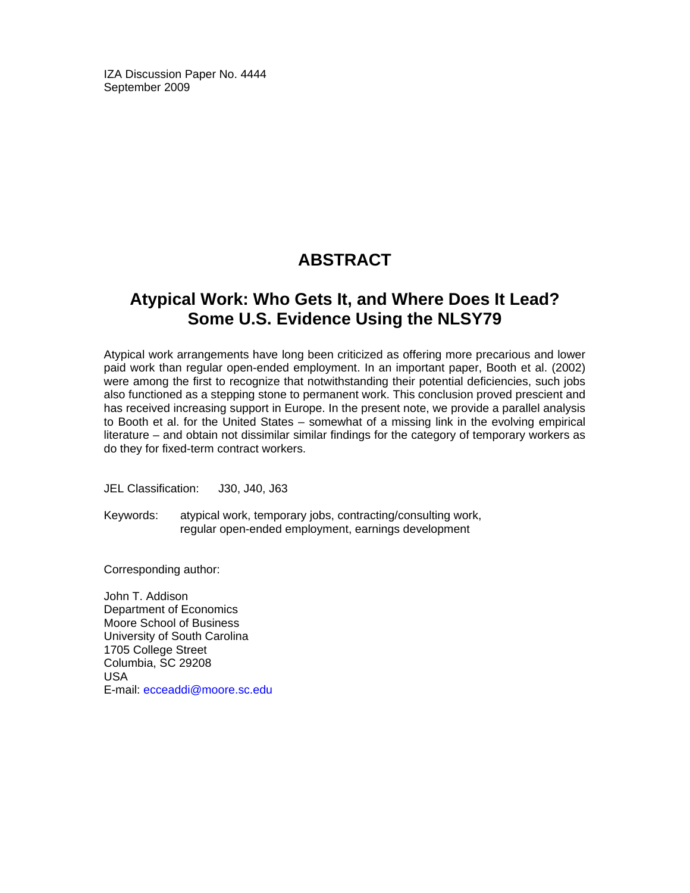IZA Discussion Paper No. 4444
September 2009

# ABSTRACT

## Atypical Work: Who Gets It, and Where Does It Lead? Some U.S. Evidence Using the NLSY79

Atypical work arrangements have long been criticized as offering more precarious and lower paid work than regular open-ended employment. In an important paper, Booth et al. (2002) were among the first to recognize that notwithstanding their potential deficiencies, such jobs also functioned as a stepping stone to permanent work. This conclusion proved prescient and has received increasing support in Europe. In the present note, we provide a parallel analysis to Booth et al. for the United States – somewhat of a missing link in the evolving empirical literature – and obtain not dissimilar similar findings for the category of temporary workers as do they for fixed-term contract workers.

JEL Classification: J30, J40, J63

Keywords: atypical work, temporary jobs, contracting/consulting work, regular open-ended employment, earnings development

Corresponding author:

John T. Addison
Department of Economics
Moore School of Business
University of South Carolina
1705 College Street
Columbia, SC 29208
USA
E-mail: ecceaddi@moore.sc.edu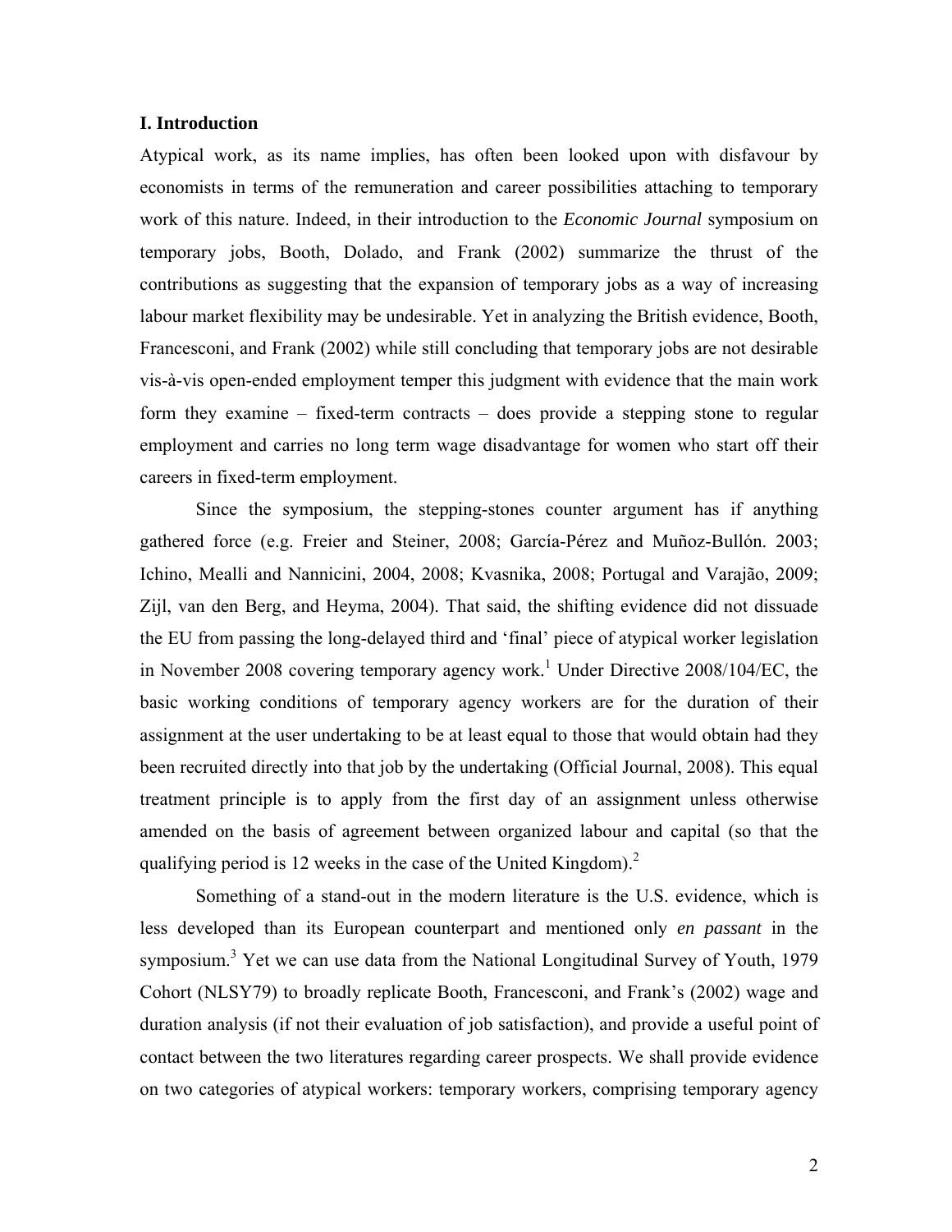## I. Introduction

Atypical work, as its name implies, has often been looked upon with disfavour by economists in terms of the remuneration and career possibilities attaching to temporary work of this nature. Indeed, in their introduction to the *Economic Journal* symposium on temporary jobs, Booth, Dolado, and Frank (2002) summarize the thrust of the contributions as suggesting that the expansion of temporary jobs as a way of increasing labour market flexibility may be undesirable. Yet in analyzing the British evidence, Booth, Francesconi, and Frank (2002) while still concluding that temporary jobs are not desirable vis-à-vis open-ended employment temper this judgment with evidence that the main work form they examine – fixed-term contracts – does provide a stepping stone to regular employment and carries no long term wage disadvantage for women who start off their careers in fixed-term employment.

Since the symposium, the stepping-stones counter argument has if anything gathered force (e.g. Freier and Steiner, 2008; García-Pérez and Muñoz-Bullón. 2003; Ichino, Mealli and Nannicini, 2004, 2008; Kvasnika, 2008; Portugal and Varajão, 2009; Zijl, van den Berg, and Heyma, 2004). That said, the shifting evidence did not dissuade the EU from passing the long-delayed third and 'final' piece of atypical worker legislation in November 2008 covering temporary agency work.[1] Under Directive 2008/104/EC, the basic working conditions of temporary agency workers are for the duration of their assignment at the user undertaking to be at least equal to those that would obtain had they been recruited directly into that job by the undertaking (Official Journal, 2008). This equal treatment principle is to apply from the first day of an assignment unless otherwise amended on the basis of agreement between organized labour and capital (so that the qualifying period is 12 weeks in the case of the United Kingdom).[2]

Something of a stand-out in the modern literature is the U.S. evidence, which is less developed than its European counterpart and mentioned only *en passant* in the symposium.[3] Yet we can use data from the National Longitudinal Survey of Youth, 1979 Cohort (NLSY79) to broadly replicate Booth, Francesconi, and Frank's (2002) wage and duration analysis (if not their evaluation of job satisfaction), and provide a useful point of contact between the two literatures regarding career prospects. We shall provide evidence on two categories of atypical workers: temporary workers, comprising temporary agency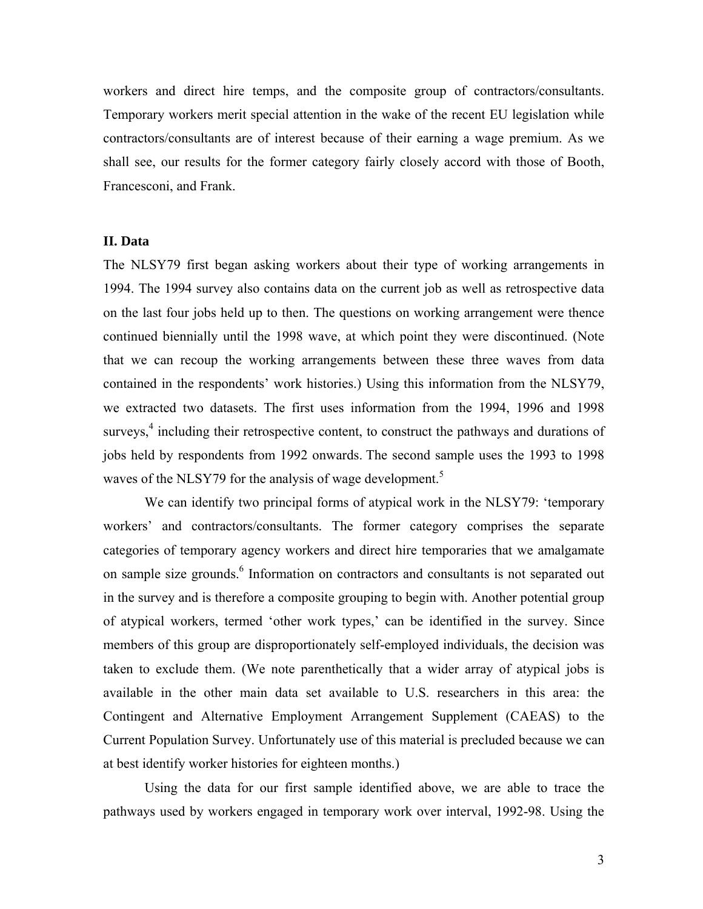workers and direct hire temps, and the composite group of contractors/consultants. Temporary workers merit special attention in the wake of the recent EU legislation while contractors/consultants are of interest because of their earning a wage premium. As we shall see, our results for the former category fairly closely accord with those of Booth, Francesconi, and Frank.

## II. Data

The NLSY79 first began asking workers about their type of working arrangements in 1994. The 1994 survey also contains data on the current job as well as retrospective data on the last four jobs held up to then. The questions on working arrangement were thence continued biennially until the 1998 wave, at which point they were discontinued. (Note that we can recoup the working arrangements between these three waves from data contained in the respondents' work histories.) Using this information from the NLSY79, we extracted two datasets. The first uses information from the 1994, 1996 and 1998 surveys,[4] including their retrospective content, to construct the pathways and durations of jobs held by respondents from 1992 onwards. The second sample uses the 1993 to 1998 waves of the NLSY79 for the analysis of wage development.[5]

We can identify two principal forms of atypical work in the NLSY79: 'temporary workers' and contractors/consultants. The former category comprises the separate categories of temporary agency workers and direct hire temporaries that we amalgamate on sample size grounds.[6] Information on contractors and consultants is not separated out in the survey and is therefore a composite grouping to begin with. Another potential group of atypical workers, termed 'other work types,' can be identified in the survey. Since members of this group are disproportionately self-employed individuals, the decision was taken to exclude them. (We note parenthetically that a wider array of atypical jobs is available in the other main data set available to U.S. researchers in this area: the Contingent and Alternative Employment Arrangement Supplement (CAEAS) to the Current Population Survey. Unfortunately use of this material is precluded because we can at best identify worker histories for eighteen months.)

Using the data for our first sample identified above, we are able to trace the pathways used by workers engaged in temporary work over interval, 1992-98. Using the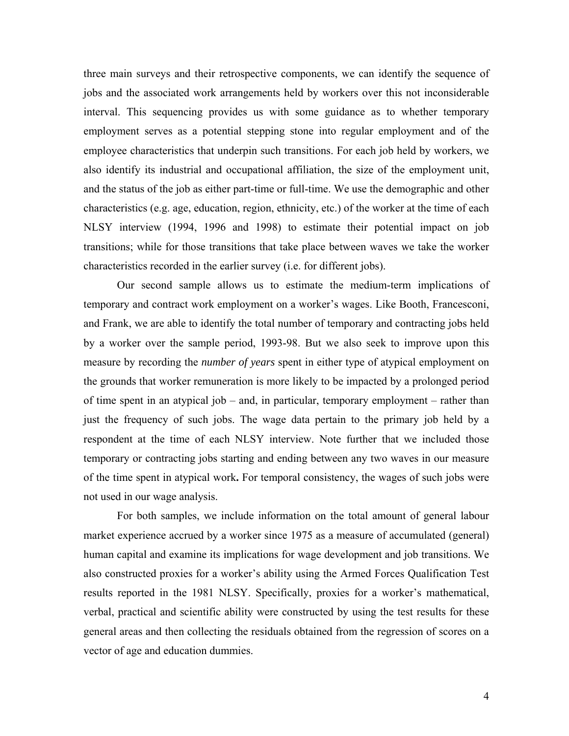three main surveys and their retrospective components, we can identify the sequence of jobs and the associated work arrangements held by workers over this not inconsiderable interval. This sequencing provides us with some guidance as to whether temporary employment serves as a potential stepping stone into regular employment and of the employee characteristics that underpin such transitions. For each job held by workers, we also identify its industrial and occupational affiliation, the size of the employment unit, and the status of the job as either part-time or full-time. We use the demographic and other characteristics (e.g. age, education, region, ethnicity, etc.) of the worker at the time of each NLSY interview (1994, 1996 and 1998) to estimate their potential impact on job transitions; while for those transitions that take place between waves we take the worker characteristics recorded in the earlier survey (i.e. for different jobs).

Our second sample allows us to estimate the medium-term implications of temporary and contract work employment on a worker's wages. Like Booth, Francesconi, and Frank, we are able to identify the total number of temporary and contracting jobs held by a worker over the sample period, 1993-98. But we also seek to improve upon this measure by recording the *number of years* spent in either type of atypical employment on the grounds that worker remuneration is more likely to be impacted by a prolonged period of time spent in an atypical job – and, in particular, temporary employment – rather than just the frequency of such jobs. The wage data pertain to the primary job held by a respondent at the time of each NLSY interview. Note further that we included those temporary or contracting jobs starting and ending between any two waves in our measure of the time spent in atypical work**.** For temporal consistency, the wages of such jobs were not used in our wage analysis.

For both samples, we include information on the total amount of general labour market experience accrued by a worker since 1975 as a measure of accumulated (general) human capital and examine its implications for wage development and job transitions. We also constructed proxies for a worker's ability using the Armed Forces Qualification Test results reported in the 1981 NLSY. Specifically, proxies for a worker's mathematical, verbal, practical and scientific ability were constructed by using the test results for these general areas and then collecting the residuals obtained from the regression of scores on a vector of age and education dummies.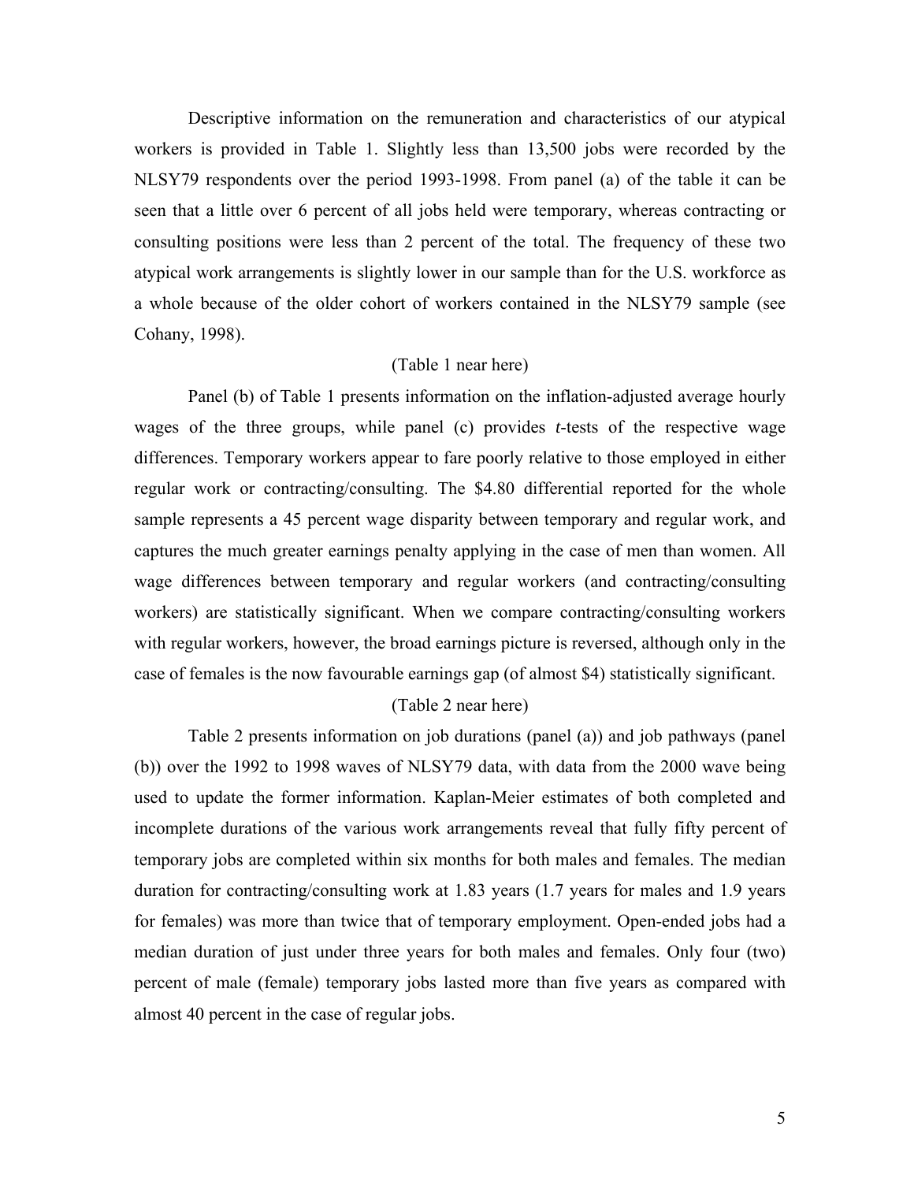Descriptive information on the remuneration and characteristics of our atypical workers is provided in Table 1. Slightly less than 13,500 jobs were recorded by the NLSY79 respondents over the period 1993-1998. From panel (a) of the table it can be seen that a little over 6 percent of all jobs held were temporary, whereas contracting or consulting positions were less than 2 percent of the total. The frequency of these two atypical work arrangements is slightly lower in our sample than for the U.S. workforce as a whole because of the older cohort of workers contained in the NLSY79 sample (see Cohany, 1998).

(Table 1 near here)

Panel (b) of Table 1 presents information on the inflation-adjusted average hourly wages of the three groups, while panel (c) provides *t*-tests of the respective wage differences. Temporary workers appear to fare poorly relative to those employed in either regular work or contracting/consulting. The $4.80 differential reported for the whole sample represents a 45 percent wage disparity between temporary and regular work, and captures the much greater earnings penalty applying in the case of men than women. All wage differences between temporary and regular workers (and contracting/consulting workers) are statistically significant. When we compare contracting/consulting workers with regular workers, however, the broad earnings picture is reversed, although only in the case of females is the now favourable earnings gap (of almost $4) statistically significant.

(Table 2 near here)

Table 2 presents information on job durations (panel (a)) and job pathways (panel (b)) over the 1992 to 1998 waves of NLSY79 data, with data from the 2000 wave being used to update the former information. Kaplan-Meier estimates of both completed and incomplete durations of the various work arrangements reveal that fully fifty percent of temporary jobs are completed within six months for both males and females. The median duration for contracting/consulting work at 1.83 years (1.7 years for males and 1.9 years for females) was more than twice that of temporary employment. Open-ended jobs had a median duration of just under three years for both males and females. Only four (two) percent of male (female) temporary jobs lasted more than five years as compared with almost 40 percent in the case of regular jobs.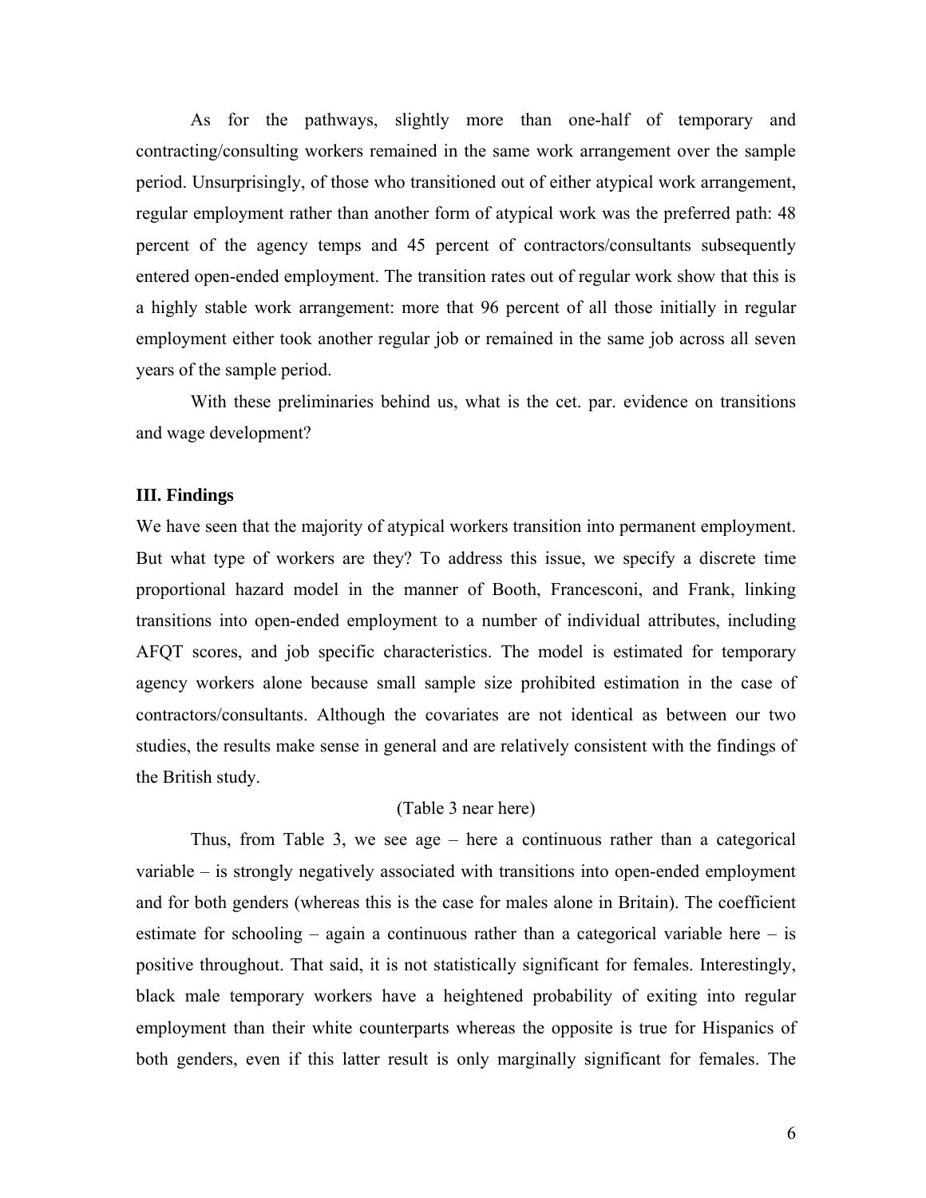As for the pathways, slightly more than one-half of temporary and contracting/consulting workers remained in the same work arrangement over the sample period. Unsurprisingly, of those who transitioned out of either atypical work arrangement, regular employment rather than another form of atypical work was the preferred path: 48 percent of the agency temps and 45 percent of contractors/consultants subsequently entered open-ended employment. The transition rates out of regular work show that this is a highly stable work arrangement: more that 96 percent of all those initially in regular employment either took another regular job or remained in the same job across all seven years of the sample period.

With these preliminaries behind us, what is the cet. par. evidence on transitions and wage development?

## III. Findings

We have seen that the majority of atypical workers transition into permanent employment. But what type of workers are they? To address this issue, we specify a discrete time proportional hazard model in the manner of Booth, Francesconi, and Frank, linking transitions into open-ended employment to a number of individual attributes, including AFQT scores, and job specific characteristics. The model is estimated for temporary agency workers alone because small sample size prohibited estimation in the case of contractors/consultants. Although the covariates are not identical as between our two studies, the results make sense in general and are relatively consistent with the findings of the British study.

(Table 3 near here)

Thus, from Table 3, we see age – here a continuous rather than a categorical variable – is strongly negatively associated with transitions into open-ended employment and for both genders (whereas this is the case for males alone in Britain). The coefficient estimate for schooling – again a continuous rather than a categorical variable here – is positive throughout. That said, it is not statistically significant for females. Interestingly, black male temporary workers have a heightened probability of exiting into regular employment than their white counterparts whereas the opposite is true for Hispanics of both genders, even if this latter result is only marginally significant for females. The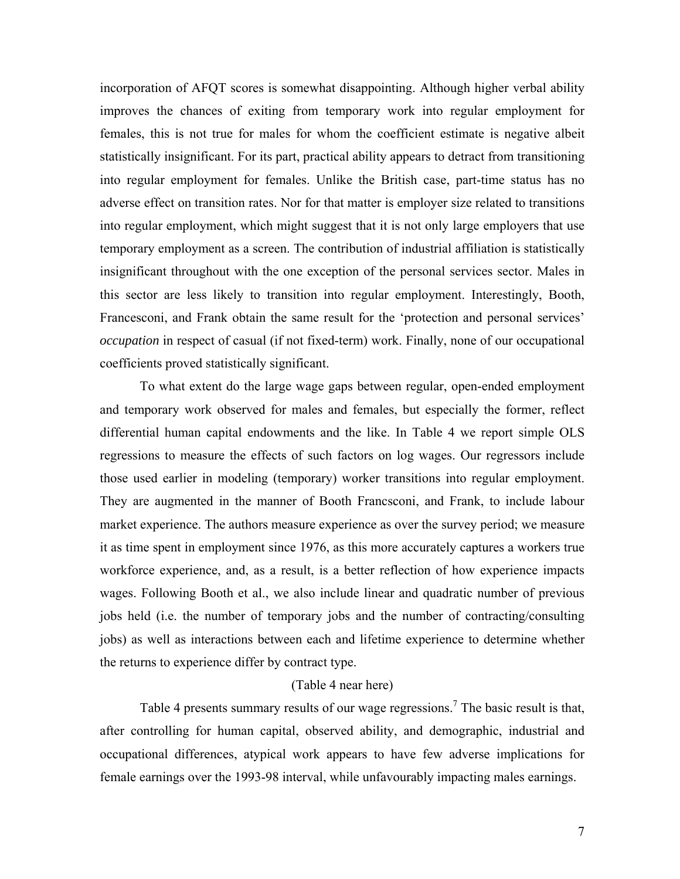incorporation of AFQT scores is somewhat disappointing. Although higher verbal ability improves the chances of exiting from temporary work into regular employment for females, this is not true for males for whom the coefficient estimate is negative albeit statistically insignificant. For its part, practical ability appears to detract from transitioning into regular employment for females. Unlike the British case, part-time status has no adverse effect on transition rates. Nor for that matter is employer size related to transitions into regular employment, which might suggest that it is not only large employers that use temporary employment as a screen. The contribution of industrial affiliation is statistically insignificant throughout with the one exception of the personal services sector. Males in this sector are less likely to transition into regular employment. Interestingly, Booth, Francesconi, and Frank obtain the same result for the 'protection and personal services' *occupation* in respect of casual (if not fixed-term) work. Finally, none of our occupational coefficients proved statistically significant.

To what extent do the large wage gaps between regular, open-ended employment and temporary work observed for males and females, but especially the former, reflect differential human capital endowments and the like. In Table 4 we report simple OLS regressions to measure the effects of such factors on log wages. Our regressors include those used earlier in modeling (temporary) worker transitions into regular employment. They are augmented in the manner of Booth Francsconi, and Frank, to include labour market experience. The authors measure experience as over the survey period; we measure it as time spent in employment since 1976, as this more accurately captures a workers true workforce experience, and, as a result, is a better reflection of how experience impacts wages. Following Booth et al., we also include linear and quadratic number of previous jobs held (i.e. the number of temporary jobs and the number of contracting/consulting jobs) as well as interactions between each and lifetime experience to determine whether the returns to experience differ by contract type.

(Table 4 near here)

Table 4 presents summary results of our wage regressions.[7] The basic result is that, after controlling for human capital, observed ability, and demographic, industrial and occupational differences, atypical work appears to have few adverse implications for female earnings over the 1993-98 interval, while unfavourably impacting males earnings.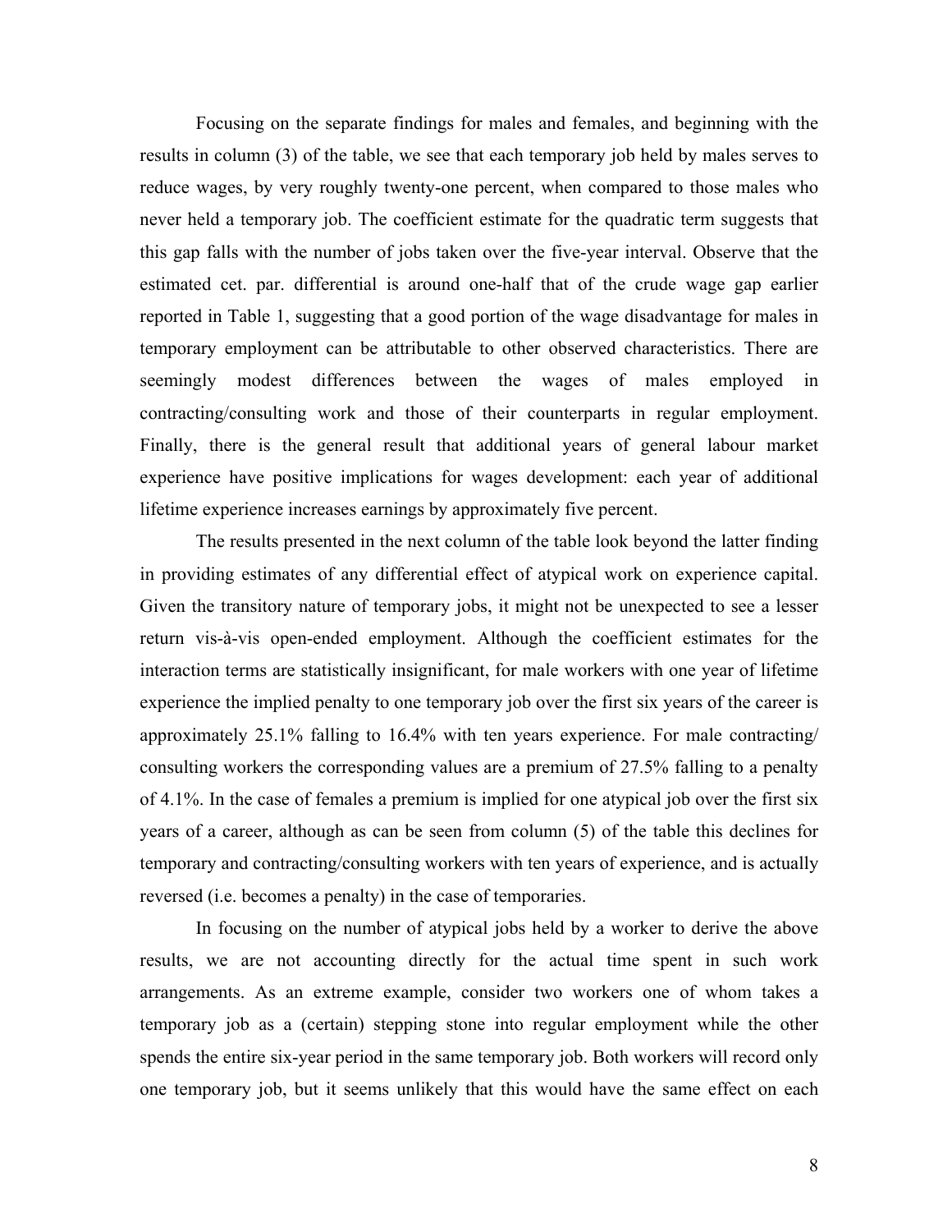Focusing on the separate findings for males and females, and beginning with the results in column (3) of the table, we see that each temporary job held by males serves to reduce wages, by very roughly twenty-one percent, when compared to those males who never held a temporary job. The coefficient estimate for the quadratic term suggests that this gap falls with the number of jobs taken over the five-year interval. Observe that the estimated cet. par. differential is around one-half that of the crude wage gap earlier reported in Table 1, suggesting that a good portion of the wage disadvantage for males in temporary employment can be attributable to other observed characteristics. There are seemingly modest differences between the wages of males employed in contracting/consulting work and those of their counterparts in regular employment. Finally, there is the general result that additional years of general labour market experience have positive implications for wages development: each year of additional lifetime experience increases earnings by approximately five percent.

The results presented in the next column of the table look beyond the latter finding in providing estimates of any differential effect of atypical work on experience capital. Given the transitory nature of temporary jobs, it might not be unexpected to see a lesser return vis-à-vis open-ended employment. Although the coefficient estimates for the interaction terms are statistically insignificant, for male workers with one year of lifetime experience the implied penalty to one temporary job over the first six years of the career is approximately 25.1% falling to 16.4% with ten years experience. For male contracting/ consulting workers the corresponding values are a premium of 27.5% falling to a penalty of 4.1%. In the case of females a premium is implied for one atypical job over the first six years of a career, although as can be seen from column (5) of the table this declines for temporary and contracting/consulting workers with ten years of experience, and is actually reversed (i.e. becomes a penalty) in the case of temporaries.

In focusing on the number of atypical jobs held by a worker to derive the above results, we are not accounting directly for the actual time spent in such work arrangements. As an extreme example, consider two workers one of whom takes a temporary job as a (certain) stepping stone into regular employment while the other spends the entire six-year period in the same temporary job. Both workers will record only one temporary job, but it seems unlikely that this would have the same effect on each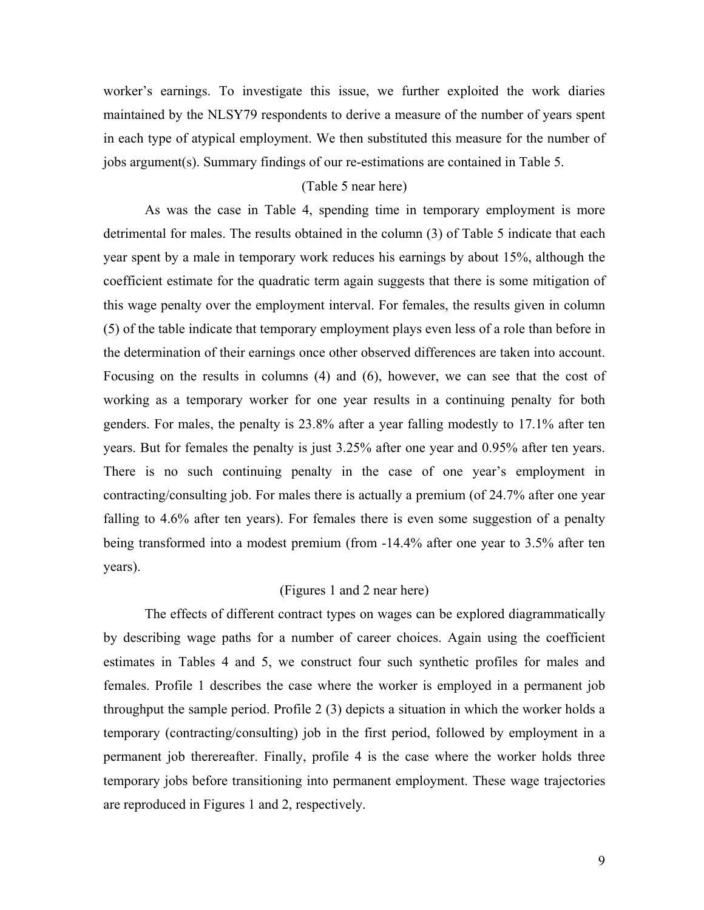worker's earnings. To investigate this issue, we further exploited the work diaries maintained by the NLSY79 respondents to derive a measure of the number of years spent in each type of atypical employment. We then substituted this measure for the number of jobs argument(s). Summary findings of our re-estimations are contained in Table 5.

(Table 5 near here)

As was the case in Table 4, spending time in temporary employment is more detrimental for males. The results obtained in the column (3) of Table 5 indicate that each year spent by a male in temporary work reduces his earnings by about 15%, although the coefficient estimate for the quadratic term again suggests that there is some mitigation of this wage penalty over the employment interval. For females, the results given in column (5) of the table indicate that temporary employment plays even less of a role than before in the determination of their earnings once other observed differences are taken into account. Focusing on the results in columns (4) and (6), however, we can see that the cost of working as a temporary worker for one year results in a continuing penalty for both genders. For males, the penalty is 23.8% after a year falling modestly to 17.1% after ten years. But for females the penalty is just 3.25% after one year and 0.95% after ten years. There is no such continuing penalty in the case of one year's employment in contracting/consulting job. For males there is actually a premium (of 24.7% after one year falling to 4.6% after ten years). For females there is even some suggestion of a penalty being transformed into a modest premium (from -14.4% after one year to 3.5% after ten years).

(Figures 1 and 2 near here)

The effects of different contract types on wages can be explored diagrammatically by describing wage paths for a number of career choices. Again using the coefficient estimates in Tables 4 and 5, we construct four such synthetic profiles for males and females. Profile 1 describes the case where the worker is employed in a permanent job throughput the sample period. Profile 2 (3) depicts a situation in which the worker holds a temporary (contracting/consulting) job in the first period, followed by employment in a permanent job therereafter. Finally, profile 4 is the case where the worker holds three temporary jobs before transitioning into permanent employment. These wage trajectories are reproduced in Figures 1 and 2, respectively.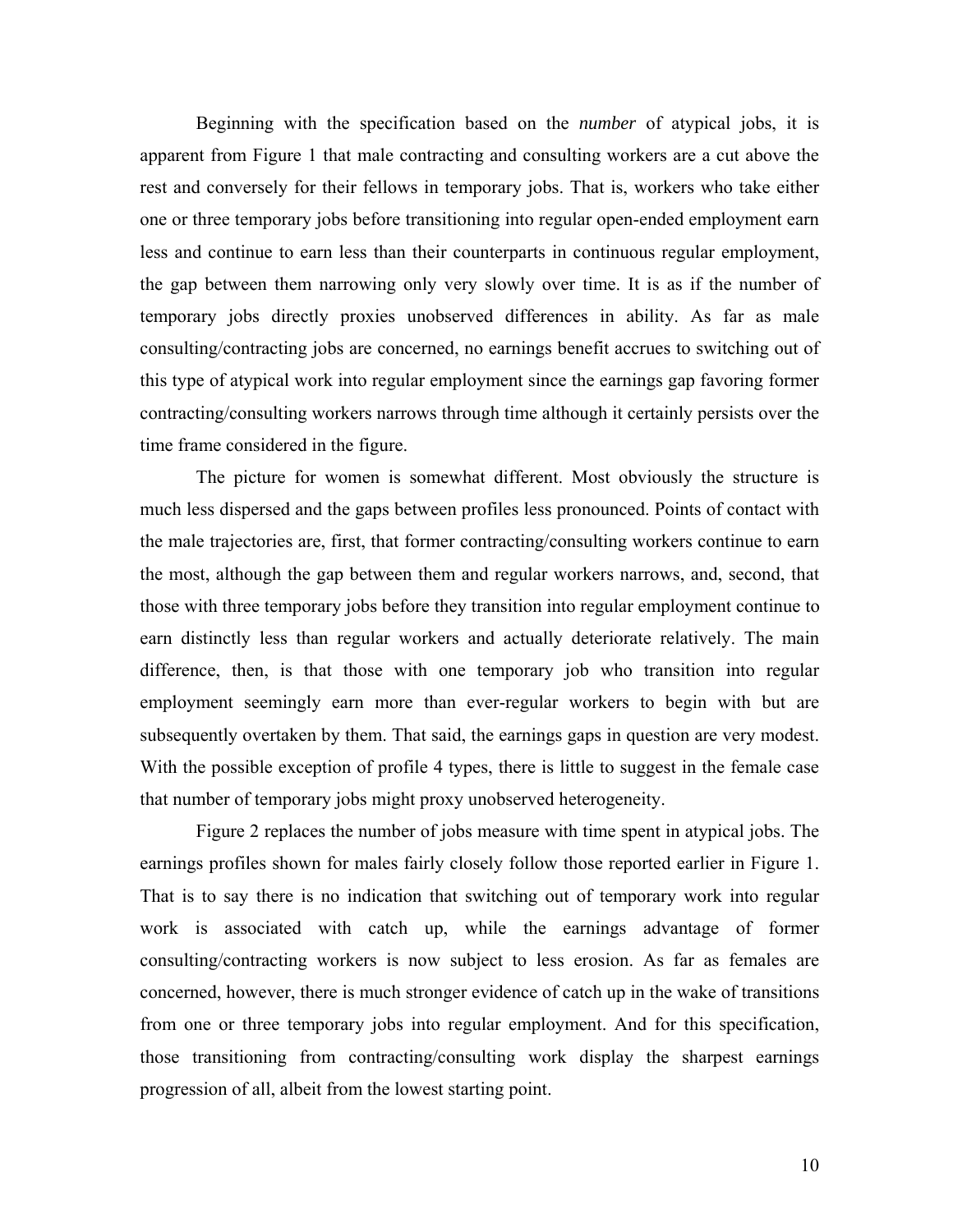Beginning with the specification based on the *number* of atypical jobs, it is apparent from Figure 1 that male contracting and consulting workers are a cut above the rest and conversely for their fellows in temporary jobs. That is, workers who take either one or three temporary jobs before transitioning into regular open-ended employment earn less and continue to earn less than their counterparts in continuous regular employment, the gap between them narrowing only very slowly over time. It is as if the number of temporary jobs directly proxies unobserved differences in ability. As far as male consulting/contracting jobs are concerned, no earnings benefit accrues to switching out of this type of atypical work into regular employment since the earnings gap favoring former contracting/consulting workers narrows through time although it certainly persists over the time frame considered in the figure.

The picture for women is somewhat different. Most obviously the structure is much less dispersed and the gaps between profiles less pronounced. Points of contact with the male trajectories are, first, that former contracting/consulting workers continue to earn the most, although the gap between them and regular workers narrows, and, second, that those with three temporary jobs before they transition into regular employment continue to earn distinctly less than regular workers and actually deteriorate relatively. The main difference, then, is that those with one temporary job who transition into regular employment seemingly earn more than ever-regular workers to begin with but are subsequently overtaken by them. That said, the earnings gaps in question are very modest. With the possible exception of profile 4 types, there is little to suggest in the female case that number of temporary jobs might proxy unobserved heterogeneity.

Figure 2 replaces the number of jobs measure with time spent in atypical jobs. The earnings profiles shown for males fairly closely follow those reported earlier in Figure 1. That is to say there is no indication that switching out of temporary work into regular work is associated with catch up, while the earnings advantage of former consulting/contracting workers is now subject to less erosion. As far as females are concerned, however, there is much stronger evidence of catch up in the wake of transitions from one or three temporary jobs into regular employment. And for this specification, those transitioning from contracting/consulting work display the sharpest earnings progression of all, albeit from the lowest starting point.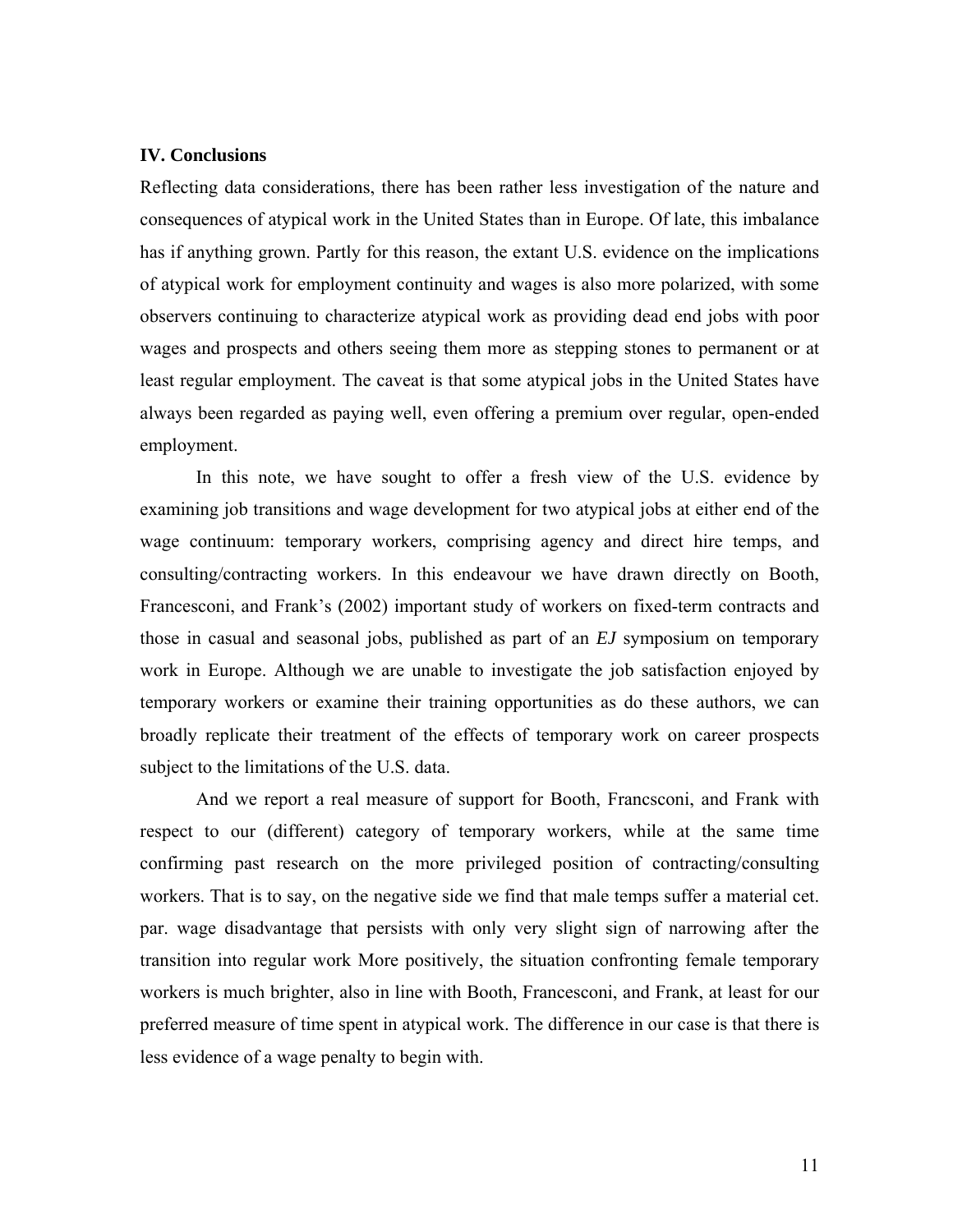### IV. Conclusions

Reflecting data considerations, there has been rather less investigation of the nature and consequences of atypical work in the United States than in Europe. Of late, this imbalance has if anything grown. Partly for this reason, the extant U.S. evidence on the implications of atypical work for employment continuity and wages is also more polarized, with some observers continuing to characterize atypical work as providing dead end jobs with poor wages and prospects and others seeing them more as stepping stones to permanent or at least regular employment. The caveat is that some atypical jobs in the United States have always been regarded as paying well, even offering a premium over regular, open-ended employment.

In this note, we have sought to offer a fresh view of the U.S. evidence by examining job transitions and wage development for two atypical jobs at either end of the wage continuum: temporary workers, comprising agency and direct hire temps, and consulting/contracting workers. In this endeavour we have drawn directly on Booth, Francesconi, and Frank's (2002) important study of workers on fixed-term contracts and those in casual and seasonal jobs, published as part of an *EJ* symposium on temporary work in Europe. Although we are unable to investigate the job satisfaction enjoyed by temporary workers or examine their training opportunities as do these authors, we can broadly replicate their treatment of the effects of temporary work on career prospects subject to the limitations of the U.S. data.

And we report a real measure of support for Booth, Francsconi, and Frank with respect to our (different) category of temporary workers, while at the same time confirming past research on the more privileged position of contracting/consulting workers. That is to say, on the negative side we find that male temps suffer a material cet. par. wage disadvantage that persists with only very slight sign of narrowing after the transition into regular work More positively, the situation confronting female temporary workers is much brighter, also in line with Booth, Francesconi, and Frank, at least for our preferred measure of time spent in atypical work. The difference in our case is that there is less evidence of a wage penalty to begin with.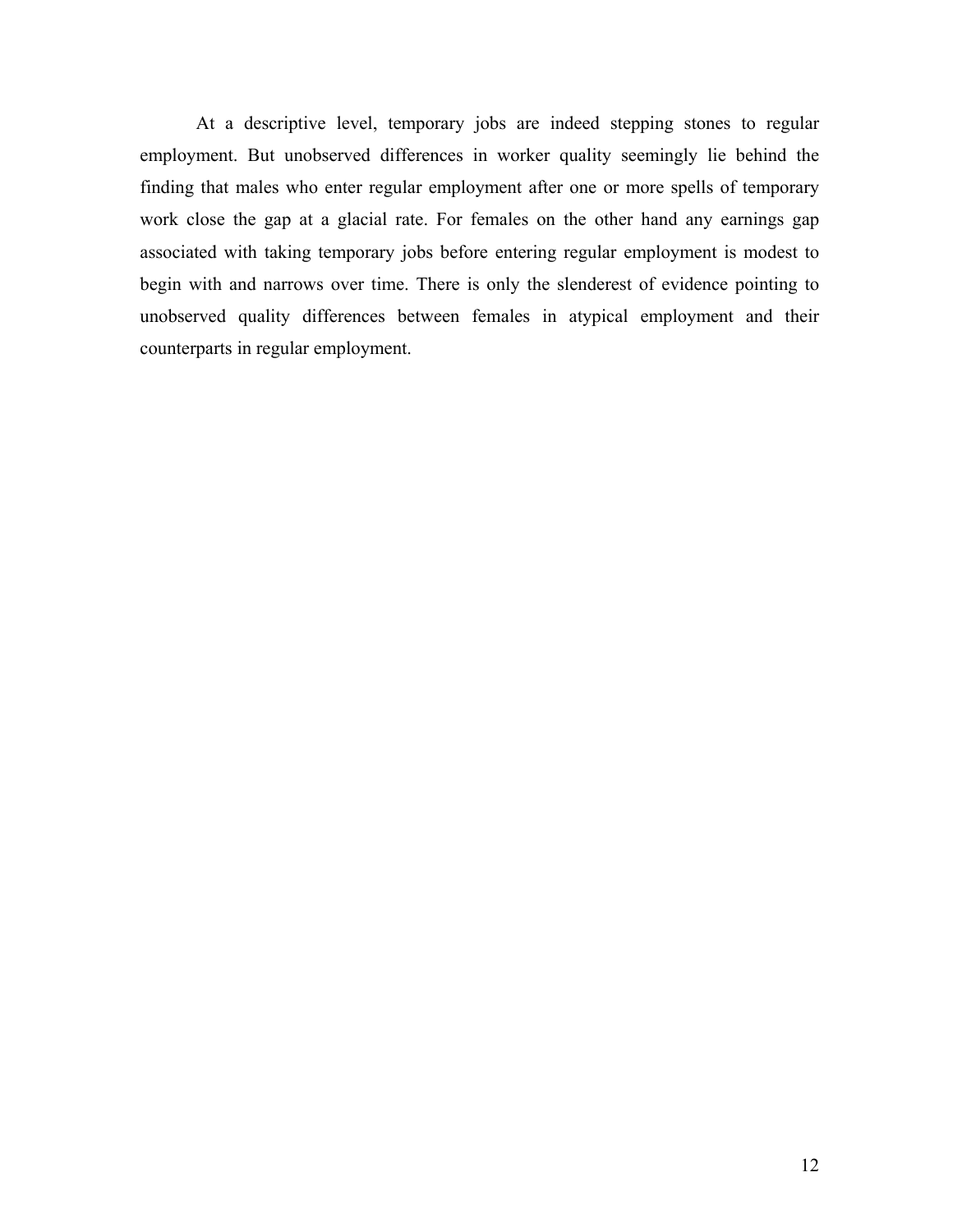At a descriptive level, temporary jobs are indeed stepping stones to regular employment. But unobserved differences in worker quality seemingly lie behind the finding that males who enter regular employment after one or more spells of temporary work close the gap at a glacial rate. For females on the other hand any earnings gap associated with taking temporary jobs before entering regular employment is modest to begin with and narrows over time. There is only the slenderest of evidence pointing to unobserved quality differences between females in atypical employment and their counterparts in regular employment.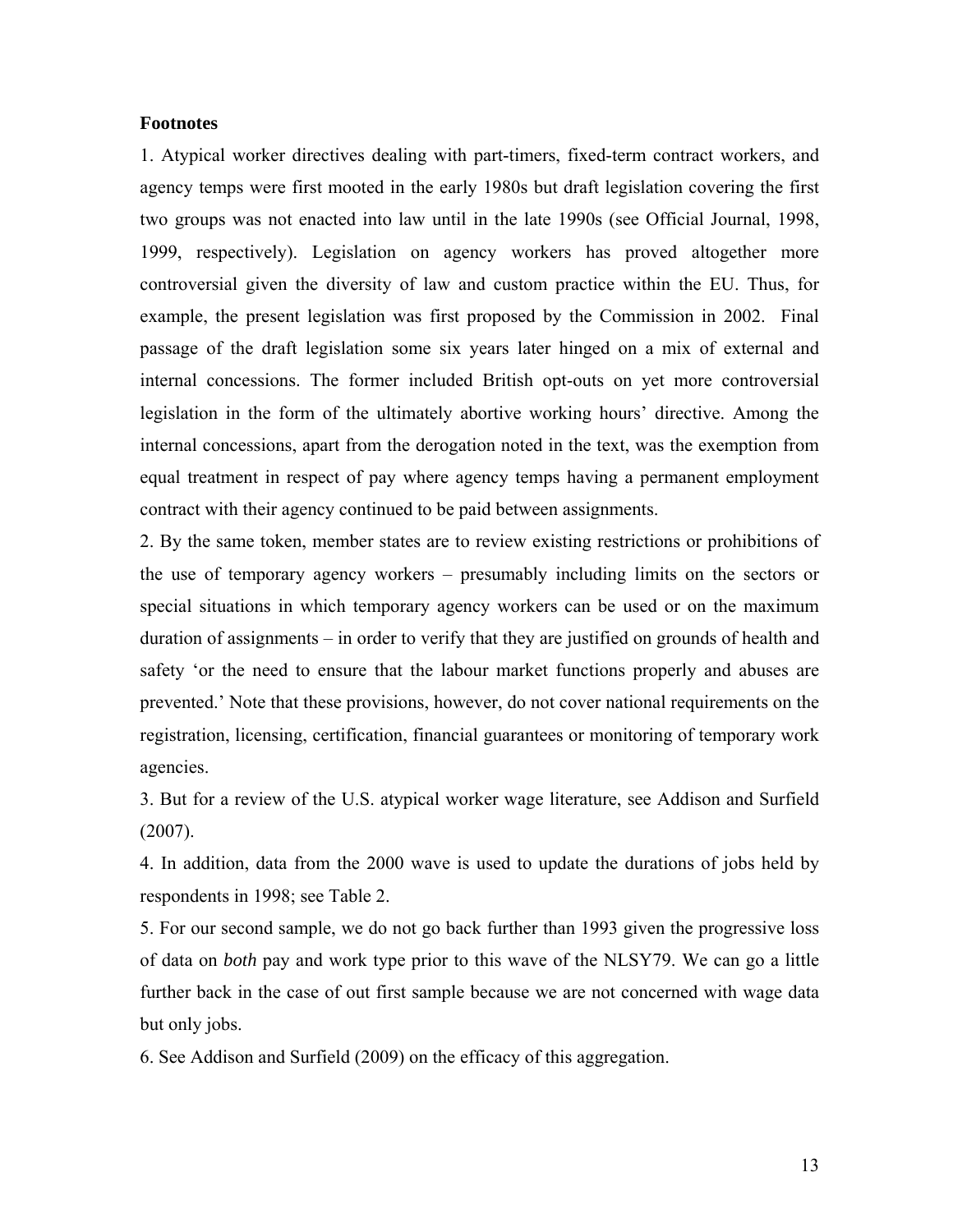**Footnotes**

1. Atypical worker directives dealing with part-timers, fixed-term contract workers, and agency temps were first mooted in the early 1980s but draft legislation covering the first two groups was not enacted into law until in the late 1990s (see Official Journal, 1998, 1999, respectively). Legislation on agency workers has proved altogether more controversial given the diversity of law and custom practice within the EU. Thus, for example, the present legislation was first proposed by the Commission in 2002. Final passage of the draft legislation some six years later hinged on a mix of external and internal concessions. The former included British opt-outs on yet more controversial legislation in the form of the ultimately abortive working hours' directive. Among the internal concessions, apart from the derogation noted in the text, was the exemption from equal treatment in respect of pay where agency temps having a permanent employment contract with their agency continued to be paid between assignments.

2. By the same token, member states are to review existing restrictions or prohibitions of the use of temporary agency workers – presumably including limits on the sectors or special situations in which temporary agency workers can be used or on the maximum duration of assignments – in order to verify that they are justified on grounds of health and safety 'or the need to ensure that the labour market functions properly and abuses are prevented.' Note that these provisions, however, do not cover national requirements on the registration, licensing, certification, financial guarantees or monitoring of temporary work agencies.

3. But for a review of the U.S. atypical worker wage literature, see Addison and Surfield (2007).

4. In addition, data from the 2000 wave is used to update the durations of jobs held by respondents in 1998; see Table 2.

5. For our second sample, we do not go back further than 1993 given the progressive loss of data on *both* pay and work type prior to this wave of the NLSY79. We can go a little further back in the case of out first sample because we are not concerned with wage data but only jobs.

6. See Addison and Surfield (2009) on the efficacy of this aggregation.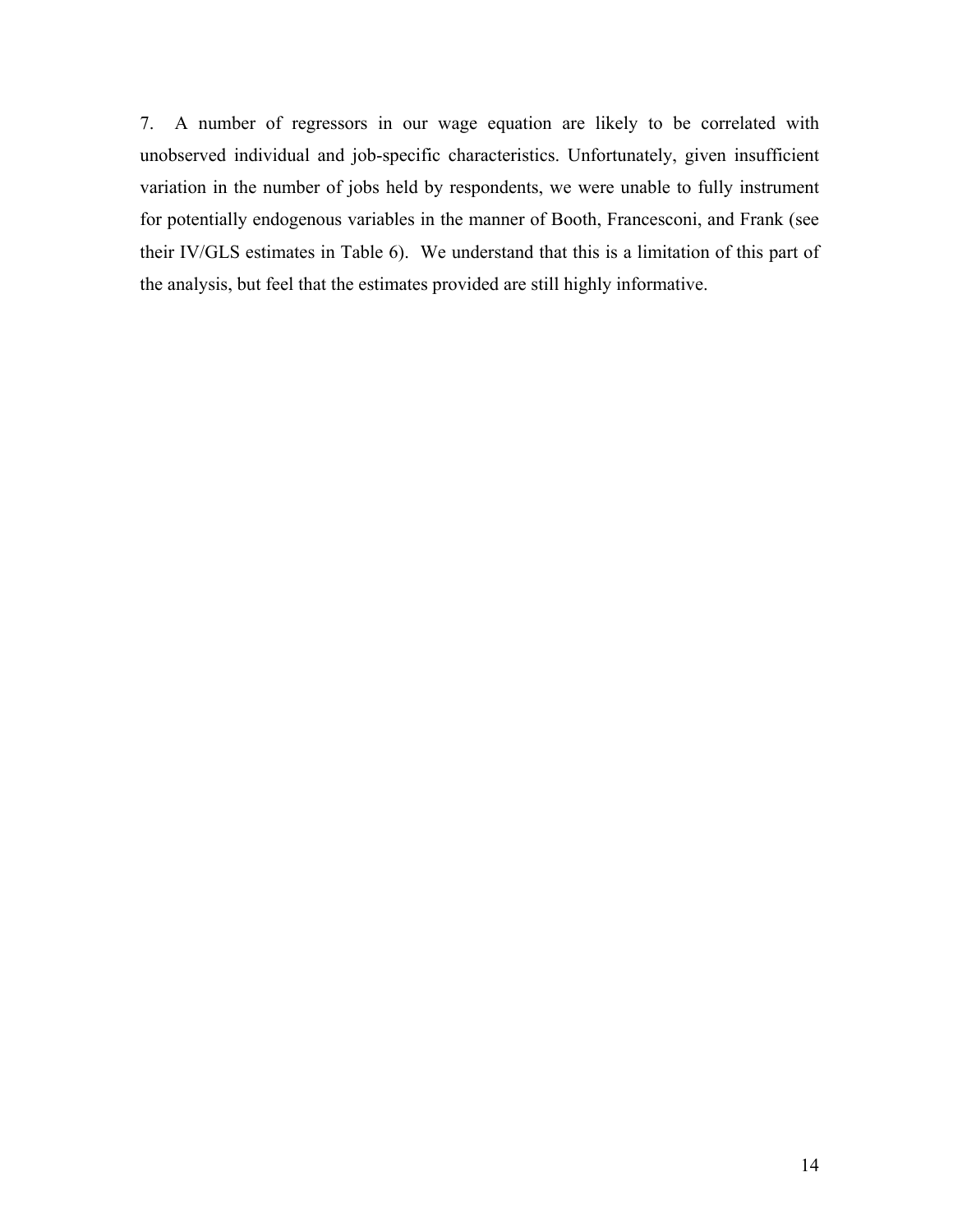7. A number of regressors in our wage equation are likely to be correlated with unobserved individual and job-specific characteristics. Unfortunately, given insufficient variation in the number of jobs held by respondents, we were unable to fully instrument for potentially endogenous variables in the manner of Booth, Francesconi, and Frank (see their IV/GLS estimates in Table 6). We understand that this is a limitation of this part of the analysis, but feel that the estimates provided are still highly informative.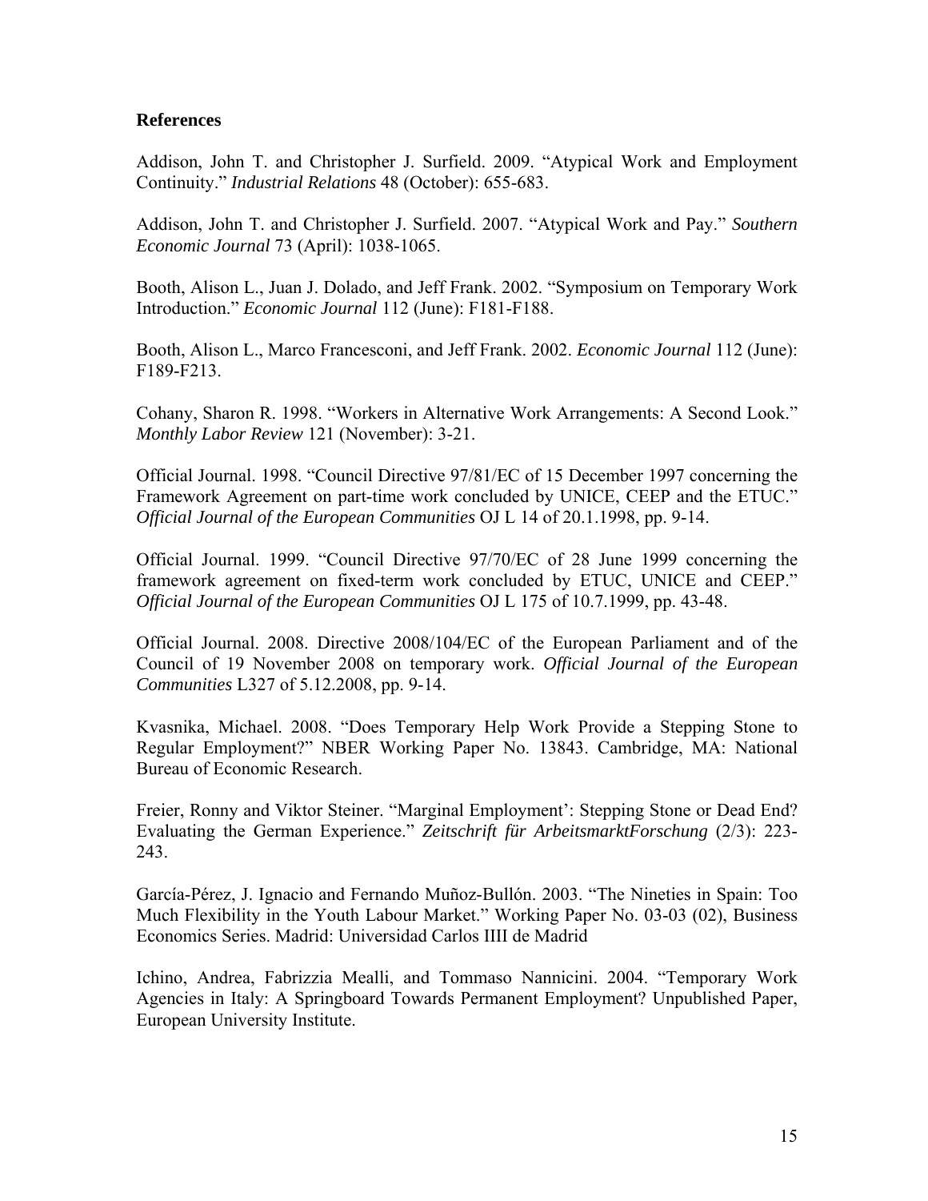## References

Addison, John T. and Christopher J. Surfield. 2009. "Atypical Work and Employment Continuity." *Industrial Relations* 48 (October): 655-683.

Addison, John T. and Christopher J. Surfield. 2007. "Atypical Work and Pay." *Southern Economic Journal* 73 (April): 1038-1065.

Booth, Alison L., Juan J. Dolado, and Jeff Frank. 2002. "Symposium on Temporary Work Introduction." *Economic Journal* 112 (June): F181-F188.

Booth, Alison L., Marco Francesconi, and Jeff Frank. 2002. *Economic Journal* 112 (June): F189-F213.

Cohany, Sharon R. 1998. "Workers in Alternative Work Arrangements: A Second Look." *Monthly Labor Review* 121 (November): 3-21.

Official Journal. 1998. "Council Directive 97/81/EC of 15 December 1997 concerning the Framework Agreement on part-time work concluded by UNICE, CEEP and the ETUC." *Official Journal of the European Communities* OJ L 14 of 20.1.1998, pp. 9-14.

Official Journal. 1999. "Council Directive 97/70/EC of 28 June 1999 concerning the framework agreement on fixed-term work concluded by ETUC, UNICE and CEEP." *Official Journal of the European Communities* OJ L 175 of 10.7.1999, pp. 43-48.

Official Journal. 2008. Directive 2008/104/EC of the European Parliament and of the Council of 19 November 2008 on temporary work. *Official Journal of the European Communities* L327 of 5.12.2008, pp. 9-14.

Kvasnika, Michael. 2008. "Does Temporary Help Work Provide a Stepping Stone to Regular Employment?" NBER Working Paper No. 13843. Cambridge, MA: National Bureau of Economic Research.

Freier, Ronny and Viktor Steiner. "Marginal Employment': Stepping Stone or Dead End? Evaluating the German Experience." *Zeitschrift für ArbeitsmarktForschung* (2/3): 223-243.

García-Pérez, J. Ignacio and Fernando Muñoz-Bullón. 2003. "The Nineties in Spain: Too Much Flexibility in the Youth Labour Market." Working Paper No. 03-03 (02), Business Economics Series. Madrid: Universidad Carlos IIII de Madrid

Ichino, Andrea, Fabrizzia Mealli, and Tommaso Nannicini. 2004. "Temporary Work Agencies in Italy: A Springboard Towards Permanent Employment? Unpublished Paper, European University Institute.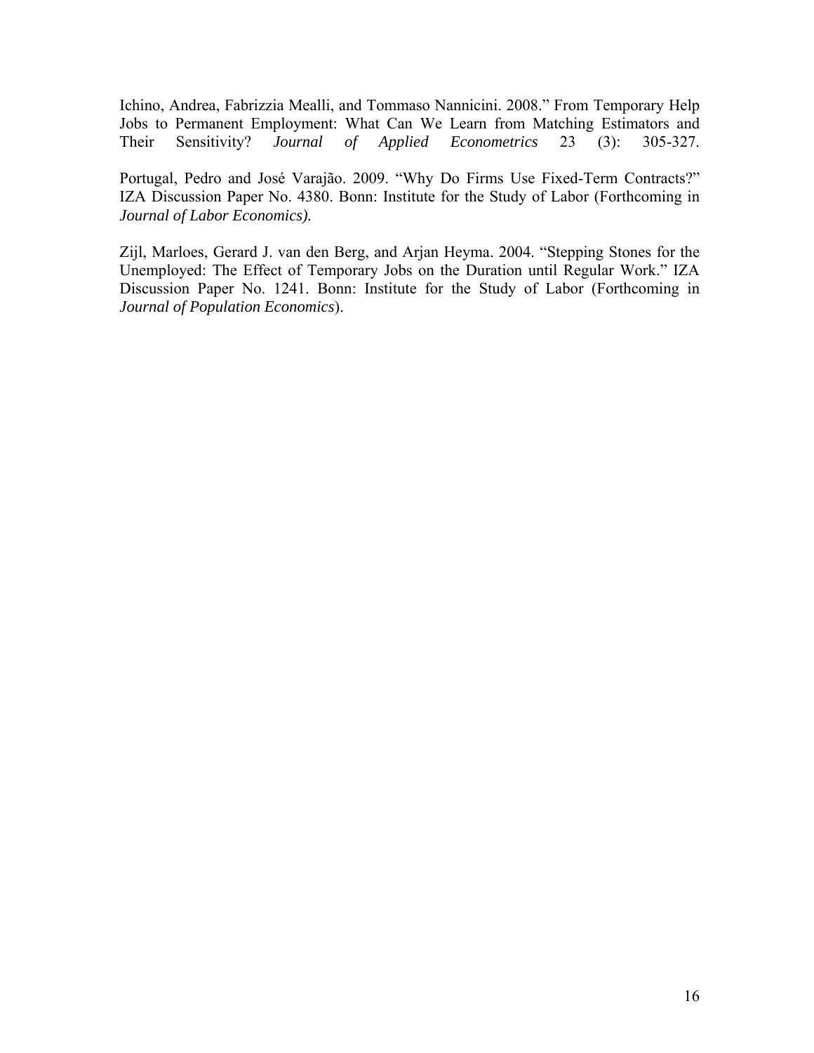Ichino, Andrea, Fabrizzia Mealli, and Tommaso Nannicini. 2008." From Temporary Help Jobs to Permanent Employment: What Can We Learn from Matching Estimators and Their Sensitivity? *Journal of Applied Econometrics* 23 (3): 305-327.

Portugal, Pedro and José Varajão. 2009. "Why Do Firms Use Fixed-Term Contracts?" IZA Discussion Paper No. 4380. Bonn: Institute for the Study of Labor (Forthcoming in *Journal of Labor Economics).*

Zijl, Marloes, Gerard J. van den Berg, and Arjan Heyma. 2004. "Stepping Stones for the Unemployed: The Effect of Temporary Jobs on the Duration until Regular Work." IZA Discussion Paper No. 1241. Bonn: Institute for the Study of Labor (Forthcoming in *Journal of Population Economics*).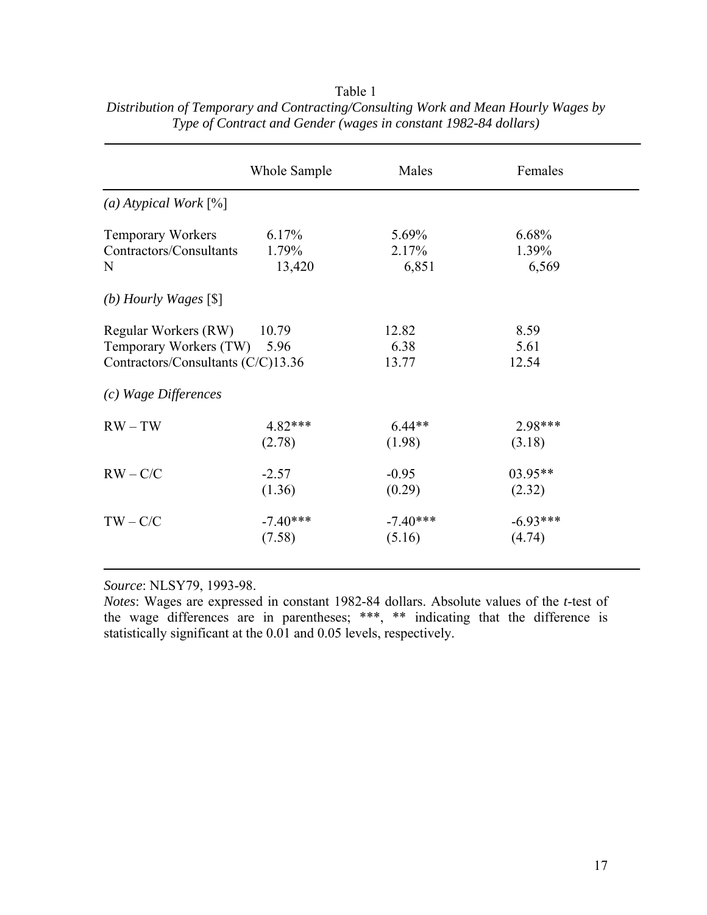Table 1

*Distribution of Temporary and Contracting/Consulting Work and Mean Hourly Wages by Type of Contract and Gender (wages in constant 1982-84 dollars)*

| | Whole Sample | Males | Females |
|---|---|---|---|
| *(a) Atypical Work* [%] | | | |
| Temporary Workers | 6.17% | 5.69% | 6.68% |
| Contractors/Consultants | 1.79% | 2.17% | 1.39% |
| N | 13,420 | 6,851 | 6,569 |
| *(b) Hourly Wages* [$] | | | |
| Regular Workers (RW) | 10.79 | 12.82 | 8.59 |
| Temporary Workers (TW) | 5.96 | 6.38 | 5.61 |
| Contractors/Consultants (C/C) | 13.36 | 13.77 | 12.54 |
| *(c) Wage Differences* | | | |
| RW – TW | 4.82*** | 6.44** | 2.98*** |
| | (2.78) | (1.98) | (3.18) |
| RW – C/C | -2.57 | -0.95 | 03.95** |
| | (1.36) | (0.29) | (2.32) |
| TW – C/C | -7.40*** | -7.40*** | -6.93*** |
| | (7.58) | (5.16) | (4.74) |

*Source*: NLSY79, 1993-98.

*Notes*: Wages are expressed in constant 1982-84 dollars. Absolute values of the *t*-test of the wage differences are in parentheses; ***, ** indicating that the difference is statistically significant at the 0.01 and 0.05 levels, respectively.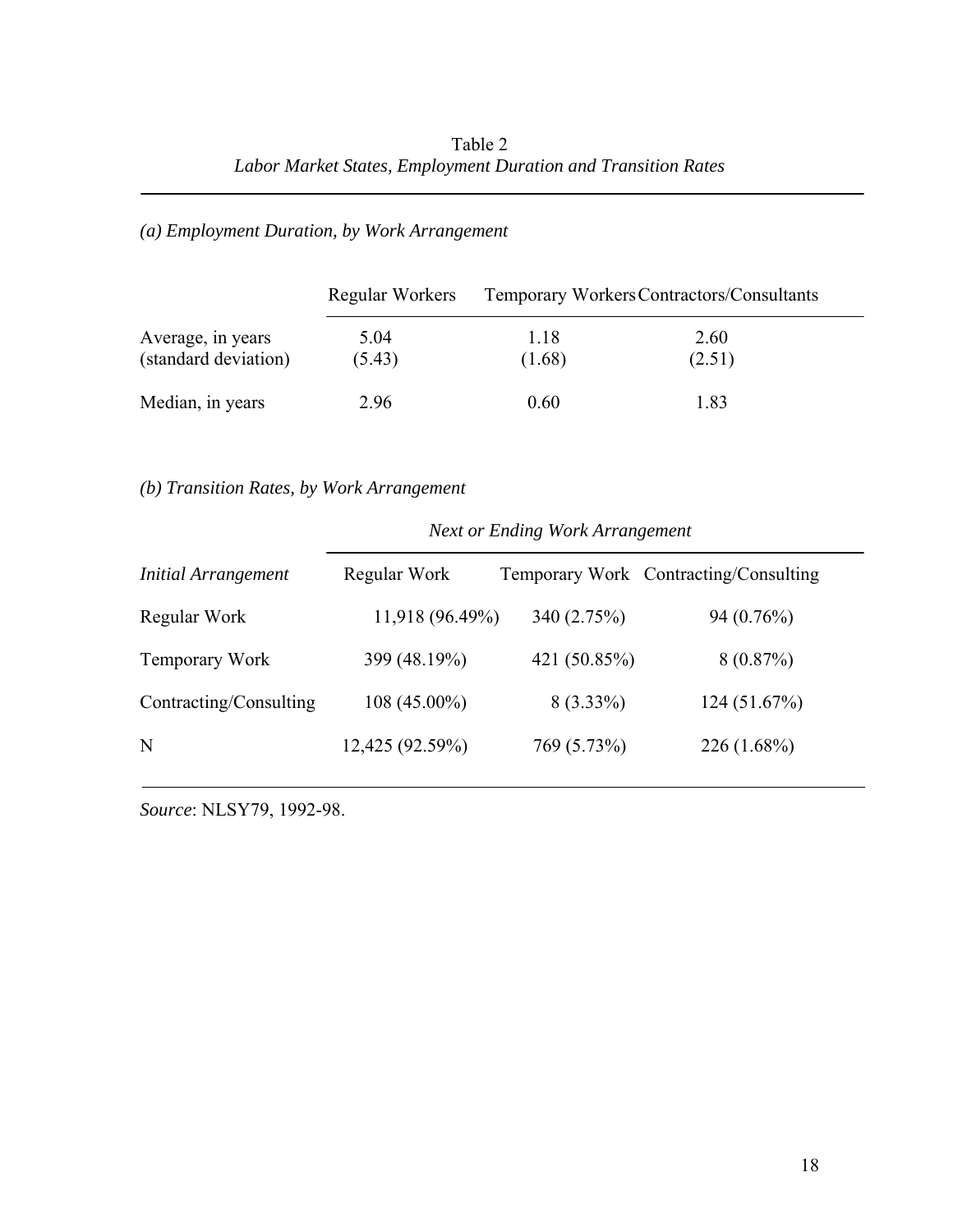Table 2

*Labor Market States, Employment Duration and Transition Rates*

*(a) Employment Duration, by Work Arrangement*

| | Regular Workers | Temporary Workers | Contractors/Consultants |
|---|---|---|---|
| Average, in years<br>(standard deviation) | 5.04<br>(5.43) | 1.18<br>(1.68) | 2.60<br>(2.51) |
| Median, in years | 2.96 | 0.60 | 1.83 |

*(b) Transition Rates, by Work Arrangement*

| | *Next or Ending Work Arrangement* | | |
|---|---|---|---|
| *Initial Arrangement* | Regular Work | Temporary Work | Contracting/Consulting |
| Regular Work | 11,918 (96.49%) | 340 (2.75%) | 94 (0.76%) |
| Temporary Work | 399 (48.19%) | 421 (50.85%) | 8 (0.87%) |
| Contracting/Consulting | 108 (45.00%) | 8 (3.33%) | 124 (51.67%) |
| N | 12,425 (92.59%) | 769 (5.73%) | 226 (1.68%) |

*Source*: NLSY79, 1992-98.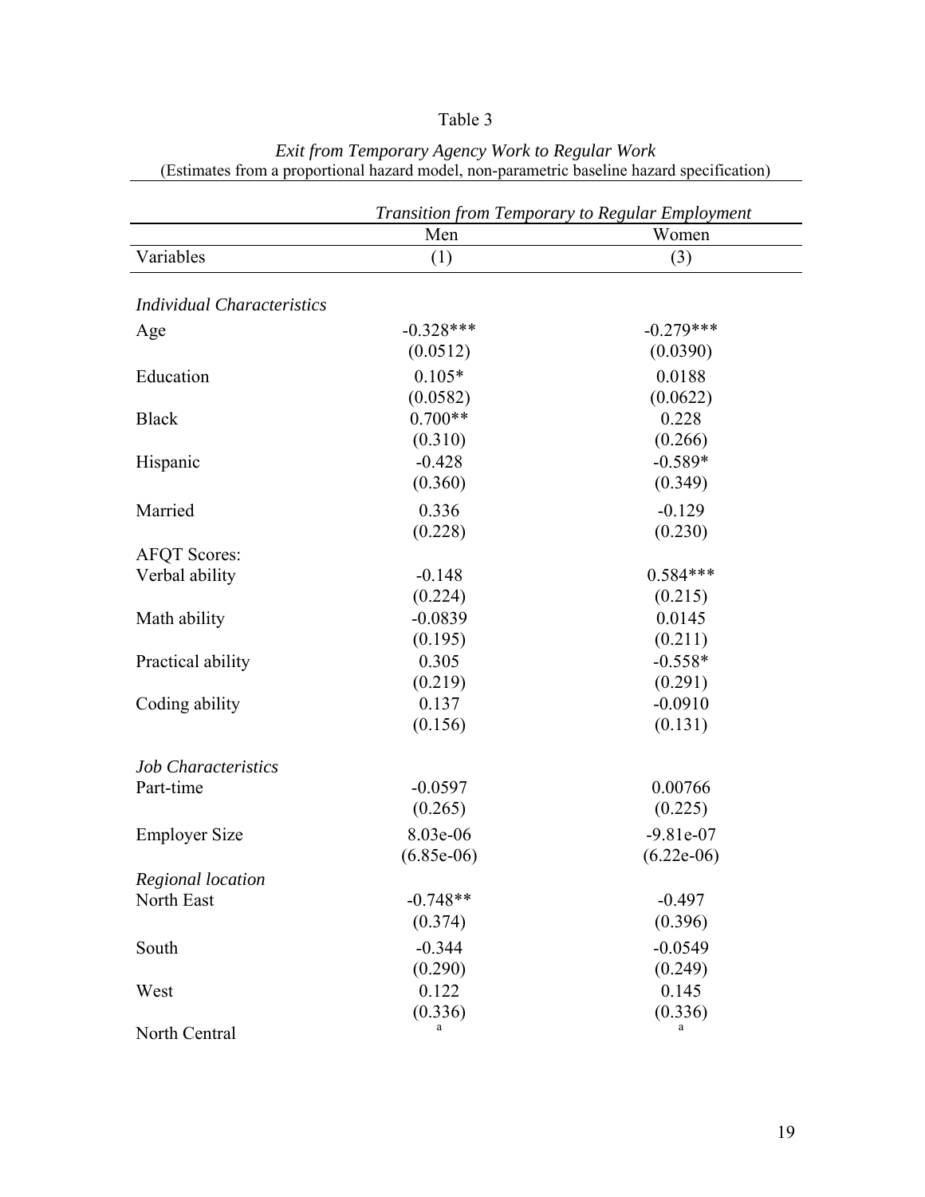Table 3

*Exit from Temporary Agency Work to Regular Work*
(Estimates from a proportional hazard model, non-parametric baseline hazard specification)

| | *Transition from Temporary to Regular Employment* | |
|---|---|---|
| | Men | Women |
| Variables | (1) | (3) |
| *Individual Characteristics* | | |
| Age | -0.328*** | -0.279*** |
| | (0.0512) | (0.0390) |
| Education | 0.105* | 0.0188 |
| | (0.0582) | (0.0622) |
| Black | 0.700** | 0.228 |
| | (0.310) | (0.266) |
| Hispanic | -0.428 | -0.589* |
| | (0.360) | (0.349) |
| Married | 0.336 | -0.129 |
| | (0.228) | (0.230) |
| AFQT Scores: | | |
| Verbal ability | -0.148 | 0.584*** |
| | (0.224) | (0.215) |
| Math ability | -0.0839 | 0.0145 |
| | (0.195) | (0.211) |
| Practical ability | 0.305 | -0.558* |
| | (0.219) | (0.291) |
| Coding ability | 0.137 | -0.0910 |
| | (0.156) | (0.131) |
| *Job Characteristics* | | |
| Part-time | -0.0597 | 0.00766 |
| | (0.265) | (0.225) |
| Employer Size | 8.03e-06 | -9.81e-07 |
| | (6.85e-06) | (6.22e-06) |
| *Regional location* | | |
| North East | -0.748** | -0.497 |
| | (0.374) | (0.396) |
| South | -0.344 | -0.0549 |
| | (0.290) | (0.249) |
| West | 0.122 | 0.145 |
| | (0.336) | (0.336) |
| North Central | [a] | [a] |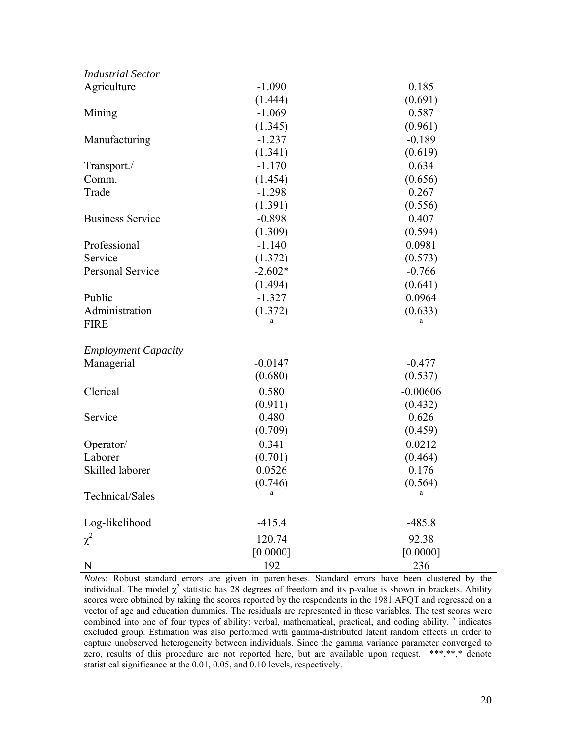| | | |
|---|---|---|
| *Industrial Sector* | | |
| Agriculture | -1.090 | 0.185 |
| | (1.444) | (0.691) |
| Mining | -1.069 | 0.587 |
| | (1.345) | (0.961) |
| Manufacturing | -1.237 | -0.189 |
| | (1.341) | (0.619) |
| Transport./ | -1.170 | 0.634 |
| Comm. | (1.454) | (0.656) |
| Trade | -1.298 | 0.267 |
| | (1.391) | (0.556) |
| Business Service | -0.898 | 0.407 |
| | (1.309) | (0.594) |
| Professional | -1.140 | 0.0981 |
| Service | (1.372) | (0.573) |
| Personal Service | -2.602* | -0.766 |
| | (1.494) | (0.641) |
| Public | -1.327 | 0.0964 |
| Administration | (1.372) | (0.633) |
| FIRE | [a] | [a] |
| | | |
| *Employment Capacity* | | |
| Managerial | -0.0147 | -0.477 |
| | (0.680) | (0.537) |
| Clerical | 0.580 | -0.00606 |
| | (0.911) | (0.432) |
| Service | 0.480 | 0.626 |
| | (0.709) | (0.459) |
| Operator/ | 0.341 | 0.0212 |
| Laborer | (0.701) | (0.464) |
| Skilled laborer | 0.0526 | 0.176 |
| | (0.746) | (0.564) |
| Technical/Sales | [a] | [a] |
| Log-likelihood | -415.4 | -485.8 |
| $\chi^2$ | 120.74 | 92.38 |
| | [0.0000] | [0.0000] |
| N | 192 | 236 |

*Notes*: Robust standard errors are given in parentheses. Standard errors have been clustered by the individual. The model $\chi^2$ statistic has 28 degrees of freedom and its p-value is shown in brackets. Ability scores were obtained by taking the scores reported by the respondents in the 1981 AFQT and regressed on a vector of age and education dummies. The residuals are represented in these variables. The test scores were combined into one of four types of ability: verbal, mathematical, practical, and coding ability. [a] indicates excluded group. Estimation was also performed with gamma-distributed latent random effects in order to capture unobserved heterogeneity between individuals. Since the gamma variance parameter converged to zero, results of this procedure are not reported here, but are available upon request. ***,**,* denote statistical significance at the 0.01, 0.05, and 0.10 levels, respectively.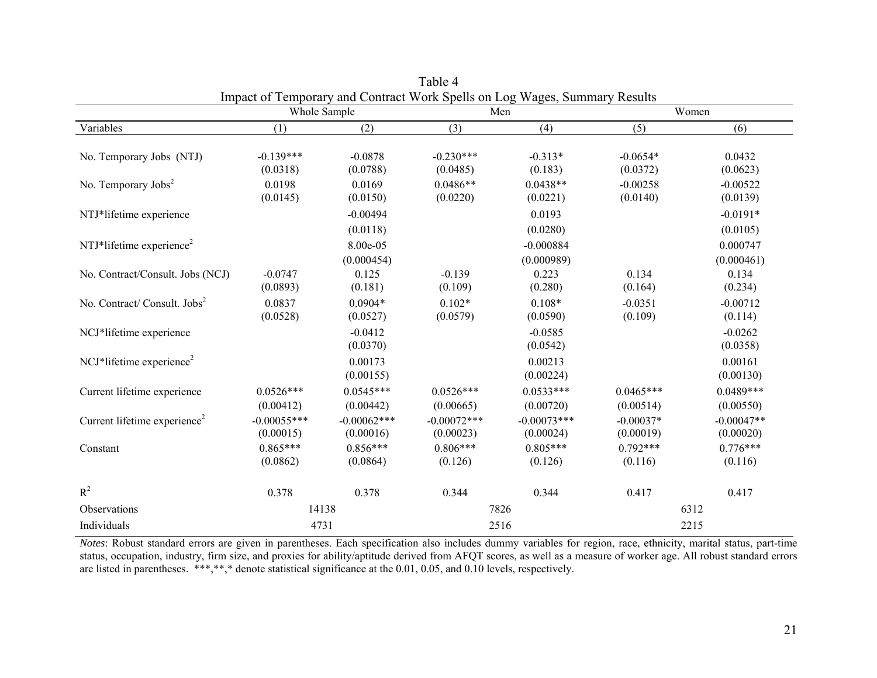Table 4
Impact of Temporary and Contract Work Spells on Log Wages, Summary Results

| | Whole Sample | | Men | | Women | |
|---|---|---|---|---|---|---|
| Variables | (1) | (2) | (3) | (4) | (5) | (6) |
| No. Temporary Jobs (NTJ) | -0.139*** | -0.0878 | -0.230*** | -0.313* | -0.0654* | 0.0432 |
| | (0.0318) | (0.0788) | (0.0485) | (0.183) | (0.0372) | (0.0623) |
| No. Temporary Jobs$^2$ | 0.0198 | 0.0169 | 0.0486** | 0.0438** | -0.00258 | -0.00522 |
| | (0.0145) | (0.0150) | (0.0220) | (0.0221) | (0.0140) | (0.0139) |
| NTJ*lifetime experience | | -0.00494 | | 0.0193 | | -0.0191* |
| | | (0.0118) | | (0.0280) | | (0.0105) |
| NTJ*lifetime experience$^2$ | | 8.00e-05 | | -0.000884 | | 0.000747 |
| | | (0.000454) | | (0.000989) | | (0.000461) |
| No. Contract/Consult. Jobs (NCJ) | -0.0747 | 0.125 | -0.139 | 0.223 | 0.134 | 0.134 |
| | (0.0893) | (0.181) | (0.109) | (0.280) | (0.164) | (0.234) |
| No. Contract/ Consult. Jobs$^2$ | 0.0837 | 0.0904* | 0.102* | 0.108* | -0.0351 | -0.00712 |
| | (0.0528) | (0.0527) | (0.0579) | (0.0590) | (0.109) | (0.114) |
| NCJ*lifetime experience | | -0.0412 | | -0.0585 | | -0.0262 |
| | | (0.0370) | | (0.0542) | | (0.0358) |
| NCJ*lifetime experience$^2$ | | 0.00173 | | 0.00213 | | 0.00161 |
| | | (0.00155) | | (0.00224) | | (0.00130) |
| Current lifetime experience | 0.0526*** | 0.0545*** | 0.0526*** | 0.0533*** | 0.0465*** | 0.0489*** |
| | (0.00412) | (0.00442) | (0.00665) | (0.00720) | (0.00514) | (0.00550) |
| Current lifetime experience$^2$ | -0.00055*** | -0.00062*** | -0.00072*** | -0.00073*** | -0.00037* | -0.00047** |
| | (0.00015) | (0.00016) | (0.00023) | (0.00024) | (0.00019) | (0.00020) |
| Constant | 0.865*** | 0.856*** | 0.806*** | 0.805*** | 0.792*** | 0.776*** |
| | (0.0862) | (0.0864) | (0.126) | (0.126) | (0.116) | (0.116) |
| $R^2$ | 0.378 | 0.378 | 0.344 | 0.344 | 0.417 | 0.417 |
| Observations | 14138 | | 7826 | | 6312 | |
| Individuals | 4731 | | 2516 | | 2215 | |

*Notes*: Robust standard errors are given in parentheses. Each specification also includes dummy variables for region, race, ethnicity, marital status, part-time status, occupation, industry, firm size, and proxies for ability/aptitude derived from AFQT scores, as well as a measure of worker age. All robust standard errors are listed in parentheses. ***,**,* denote statistical significance at the 0.01, 0.05, and 0.10 levels, respectively.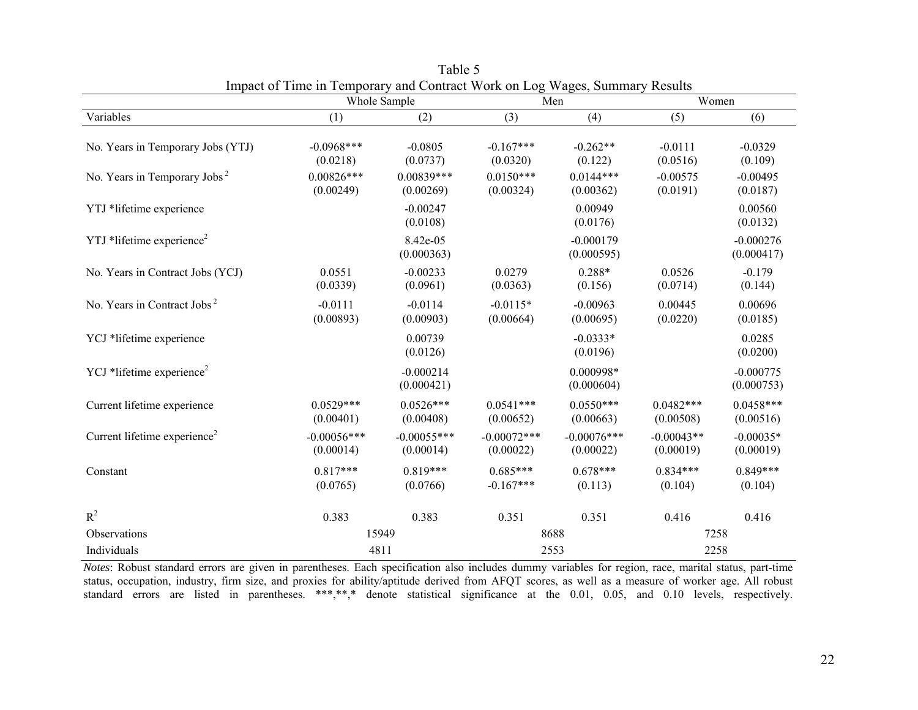Table 5

Impact of Time in Temporary and Contract Work on Log Wages, Summary Results

| | Whole Sample | | Men | | Women | |
|---|---|---|---|---|---|---|
| Variables | (1) | (2) | (3) | (4) | (5) | (6) |
| No. Years in Temporary Jobs (YTJ) | -0.0968*** | -0.0805 | -0.167*** | -0.262** | -0.0111 | -0.0329 |
| | (0.0218) | (0.0737) | (0.0320) | (0.122) | (0.0516) | (0.109) |
| No. Years in Temporary Jobs $^2$ | 0.00826*** | 0.00839*** | 0.0150*** | 0.0144*** | -0.00575 | -0.00495 |
| | (0.00249) | (0.00269) | (0.00324) | (0.00362) | (0.0191) | (0.0187) |
| YTJ *lifetime experience | | -0.00247 | | 0.00949 | | 0.00560 |
| | | (0.0108) | | (0.0176) | | (0.0132) |
| YTJ *lifetime experience$^2$ | | 8.42e-05 | | -0.000179 | | -0.000276 |
| | | (0.000363) | | (0.000595) | | (0.000417) |
| No. Years in Contract Jobs (YCJ) | 0.0551 | -0.00233 | 0.0279 | 0.288* | 0.0526 | -0.179 |
| | (0.0339) | (0.0961) | (0.0363) | (0.156) | (0.0714) | (0.144) |
| No. Years in Contract Jobs $^2$ | -0.0111 | -0.0114 | -0.0115* | -0.00963 | 0.00445 | 0.00696 |
| | (0.00893) | (0.00903) | (0.00664) | (0.00695) | (0.0220) | (0.0185) |
| YCJ *lifetime experience | | 0.00739 | | -0.0333* | | 0.0285 |
| | | (0.0126) | | (0.0196) | | (0.0200) |
| YCJ *lifetime experience$^2$ | | -0.000214 | | 0.000998* | | -0.000775 |
| | | (0.000421) | | (0.000604) | | (0.000753) |
| Current lifetime experience | 0.0529*** | 0.0526*** | 0.0541*** | 0.0550*** | 0.0482*** | 0.0458*** |
| | (0.00401) | (0.00408) | (0.00652) | (0.00663) | (0.00508) | (0.00516) |
| Current lifetime experience$^2$ | -0.00056*** | -0.00055*** | -0.00072*** | -0.00076*** | -0.00043** | -0.00035* |
| | (0.00014) | (0.00014) | (0.00022) | (0.00022) | (0.00019) | (0.00019) |
| Constant | 0.817*** | 0.819*** | 0.685*** | 0.678*** | 0.834*** | 0.849*** |
| | (0.0765) | (0.0766) | -0.167*** | (0.113) | (0.104) | (0.104) |
| $R^2$ | 0.383 | 0.383 | 0.351 | 0.351 | 0.416 | 0.416 |
| Observations | 15949 | | 8688 | | 7258 | |
| Individuals | 4811 | | 2553 | | 2258 | |

*Notes*: Robust standard errors are given in parentheses. Each specification also includes dummy variables for region, race, marital status, part-time status, occupation, industry, firm size, and proxies for ability/aptitude derived from AFQT scores, as well as a measure of worker age. All robust standard errors are listed in parentheses. ***,**,* denote statistical significance at the 0.01, 0.05, and 0.10 levels, respectively.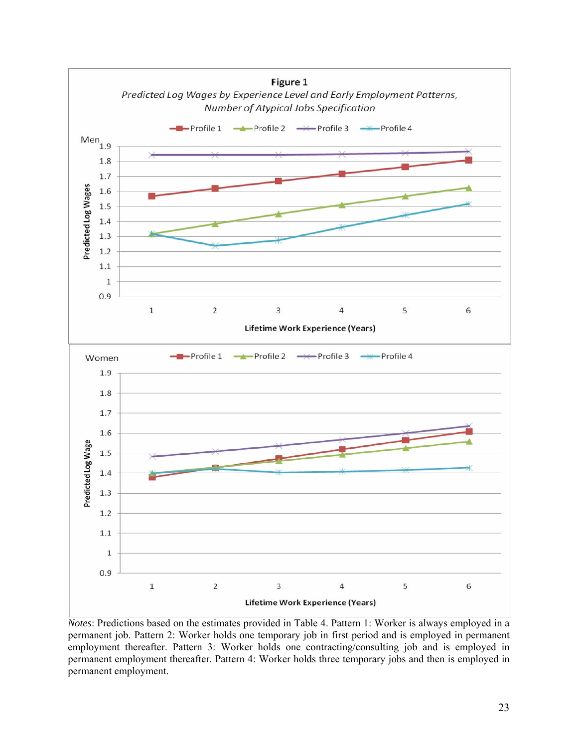**Figure 1**

*Predicted Log Wages by Experience Level and Early Employment Patterns, Number of Atypical Jobs Specification*

*Notes*: Predictions based on the estimates provided in Table 4. Pattern 1: Worker is always employed in a permanent job. Pattern 2: Worker holds one temporary job in first period and is employed in permanent employment thereafter. Pattern 3: Worker holds one contracting/consulting job and is employed in permanent employment thereafter. Pattern 4: Worker holds three temporary jobs and then is employed in permanent employment.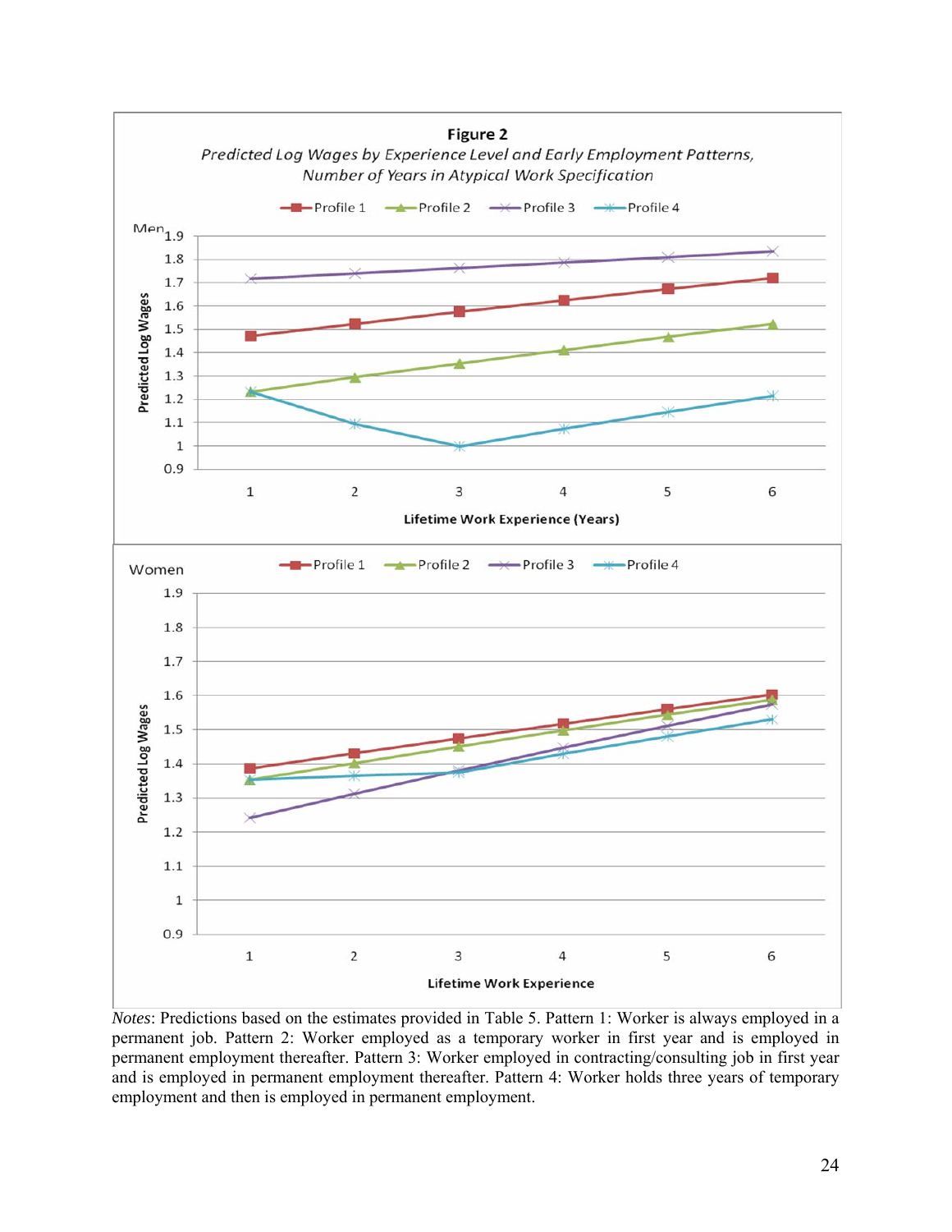Figure 2

*Predicted Log Wages by Experience Level and Early Employment Patterns, Number of Years in Atypical Work Specification*

Profile 1
Profile 2
Profile 3
Profile 4

Men

Predicted Log Wages

1.9
1.8
1.7
1.6
1.5
1.4
1.3
1.2
1.1
1
0.9

1 2 3 4 5 6

Lifetime Work Experience (Years)

Profile 1
Profile 2
Profile 3
Profile 4

Women

Predicted Log Wages

1.9
1.8
1.7
1.6
1.5
1.4
1.3
1.2
1.1
1
0.9

1 2 3 4 5 6

Lifetime Work Experience

*Notes*: Predictions based on the estimates provided in Table 5. Pattern 1: Worker is always employed in a permanent job. Pattern 2: Worker employed as a temporary worker in first year and is employed in permanent employment thereafter. Pattern 3: Worker employed in contracting/consulting job in first year and is employed in permanent employment thereafter. Pattern 4: Worker holds three years of temporary employment and then is employed in permanent employment.